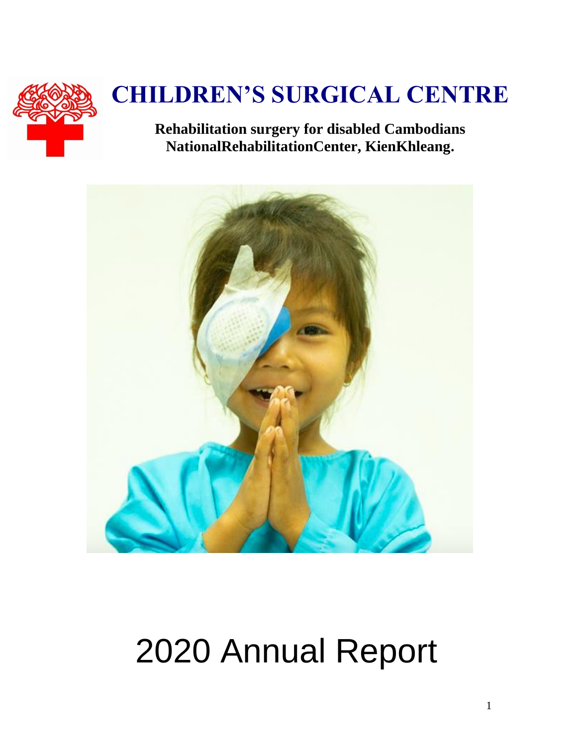# CHILDREN'S SURGICAL CENTRE

**Rehabilitation surgery for disabled Cambodians**
**NationalRehabilitationCenter, KienKhleang.**

# 2020 Annual Report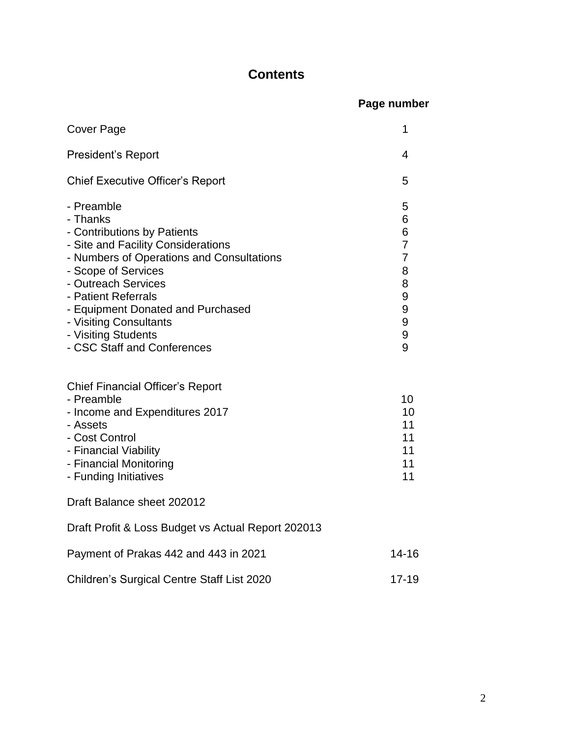# Contents

| | Page number |
|---|---|
| Cover Page | 1 |
| President's Report | 4 |
| Chief Executive Officer's Report | 5 |
| - Preamble | 5 |
| - Thanks | 6 |
| - Contributions by Patients | 6 |
| - Site and Facility Considerations | 7 |
| - Numbers of Operations and Consultations | 7 |
| - Scope of Services | 8 |
| - Outreach Services | 8 |
| - Patient Referrals | 9 |
| - Equipment Donated and Purchased | 9 |
| - Visiting Consultants | 9 |
| - Visiting Students | 9 |
| - CSC Staff and Conferences | 9 |
| Chief Financial Officer's Report | |
| - Preamble | 10 |
| - Income and Expenditures 2017 | 10 |
| - Assets | 11 |
| - Cost Control | 11 |
| - Financial Viability | 11 |
| - Financial Monitoring | 11 |
| - Funding Initiatives | 11 |
| Draft Balance sheet 202012 | |
| Draft Profit & Loss Budget vs Actual Report 202013 | |
| Payment of Prakas 442 and 443 in 2021 | 14-16 |
| Children's Surgical Centre Staff List 2020 | 17-19 |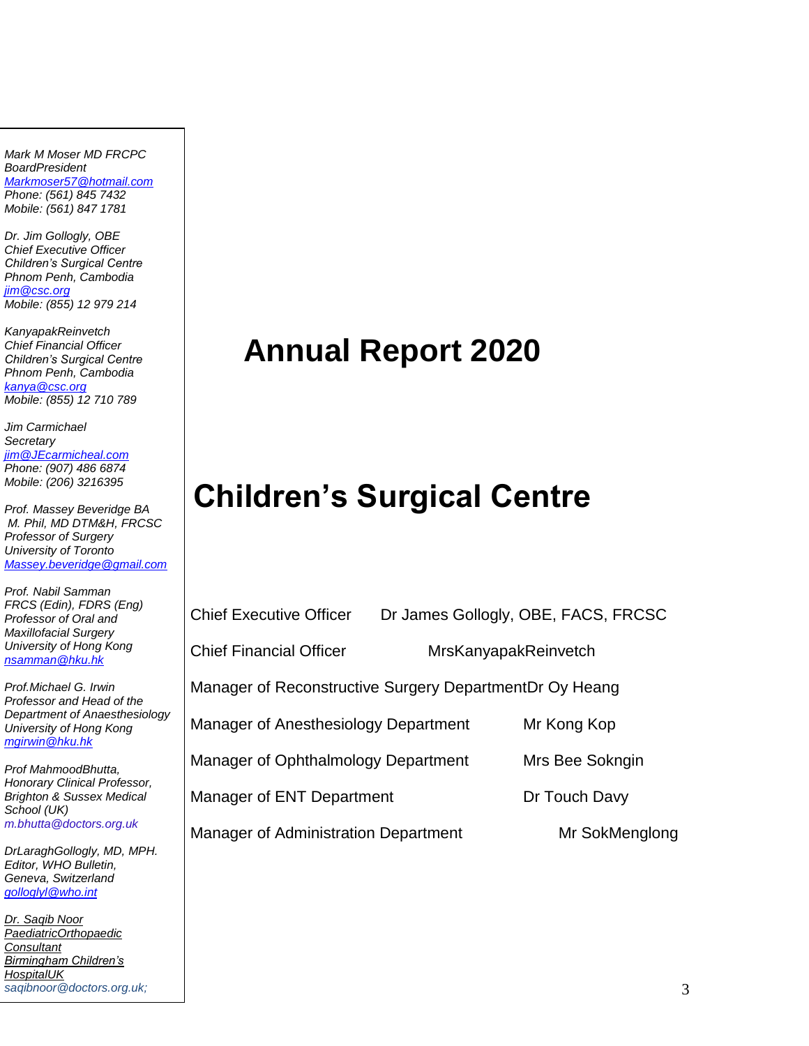*Mark M Moser MD FRCPC*
*BoardPresident*
*[Markmoser57@hotmail.com](mailto:Markmoser57@hotmail.com)*
*Phone: (561) 845 7432*
*Mobile: (561) 847 1781*

*Dr. Jim Gollogly, OBE*
*Chief Executive Officer*
*Children's Surgical Centre*
*Phnom Penh, Cambodia*
*[jim@csc.org](mailto:jim@csc.org)*
*Mobile: (855) 12 979 214*

*KanyapakReinvetch*
*Chief Financial Officer*
*Children's Surgical Centre*
*Phnom Penh, Cambodia*
*[kanya@csc.org](mailto:kanya@csc.org)*
*Mobile: (855) 12 710 789*

*Jim Carmichael*
*Secretary*
*[jim@JEcarmicheal.com](mailto:jim@JEcarmicheal.com)*
*Phone: (907) 486 6874*
*Mobile: (206) 3216395*

*Prof. Massey Beveridge BA M. Phil, MD DTM&H, FRCSC*
*Professor of Surgery*
*University of Toronto*
*[Massey.beveridge@gmail.com](mailto:Massey.beveridge@gmail.com)*

*Prof. Nabil Samman*
*FRCS (Edin), FDRS (Eng)*
*Professor of Oral and Maxillofacial Surgery*
*University of Hong Kong*
*[nsamman@hku.hk](mailto:nsamman@hku.hk)*

*Prof.Michael G. Irwin*
*Professor and Head of the Department of Anaesthesiology*
*University of Hong Kong*
*[mgirwin@hku.hk](mailto:mgirwin@hku.hk)*

*Prof MahmoodBhutta,*
*Honorary Clinical Professor,*
*Brighton & Sussex Medical School (UK)*
*m.bhutta@doctors.org.uk*

*DrLaraghGollogly, MD, MPH.*
*Editor, WHO Bulletin,*
*Geneva, Switzerland*
*[golloglyl@who.int](mailto:golloglyl@who.int)*

*Dr. Saqib Noor*
*PaediatricOrthopaedic Consultant*
*Birmingham Children's HospitalUK*
*saqibnoor@doctors.org.uk;*

# Annual Report 2020

# Children's Surgical Centre

| | |
|---|---|
| Chief Executive Officer | Dr James Gollogly, OBE, FACS, FRCSC |
| Chief Financial Officer | MrsKanyapakReinvetch |
| Manager of Reconstructive Surgery Department | Dr Oy Heang |
| Manager of Anesthesiology Department | Mr Kong Kop |
| Manager of Ophthalmology Department | Mrs Bee Sokngin |
| Manager of ENT Department | Dr Touch Davy |
| Manager of Administration Department | Mr SokMenglong |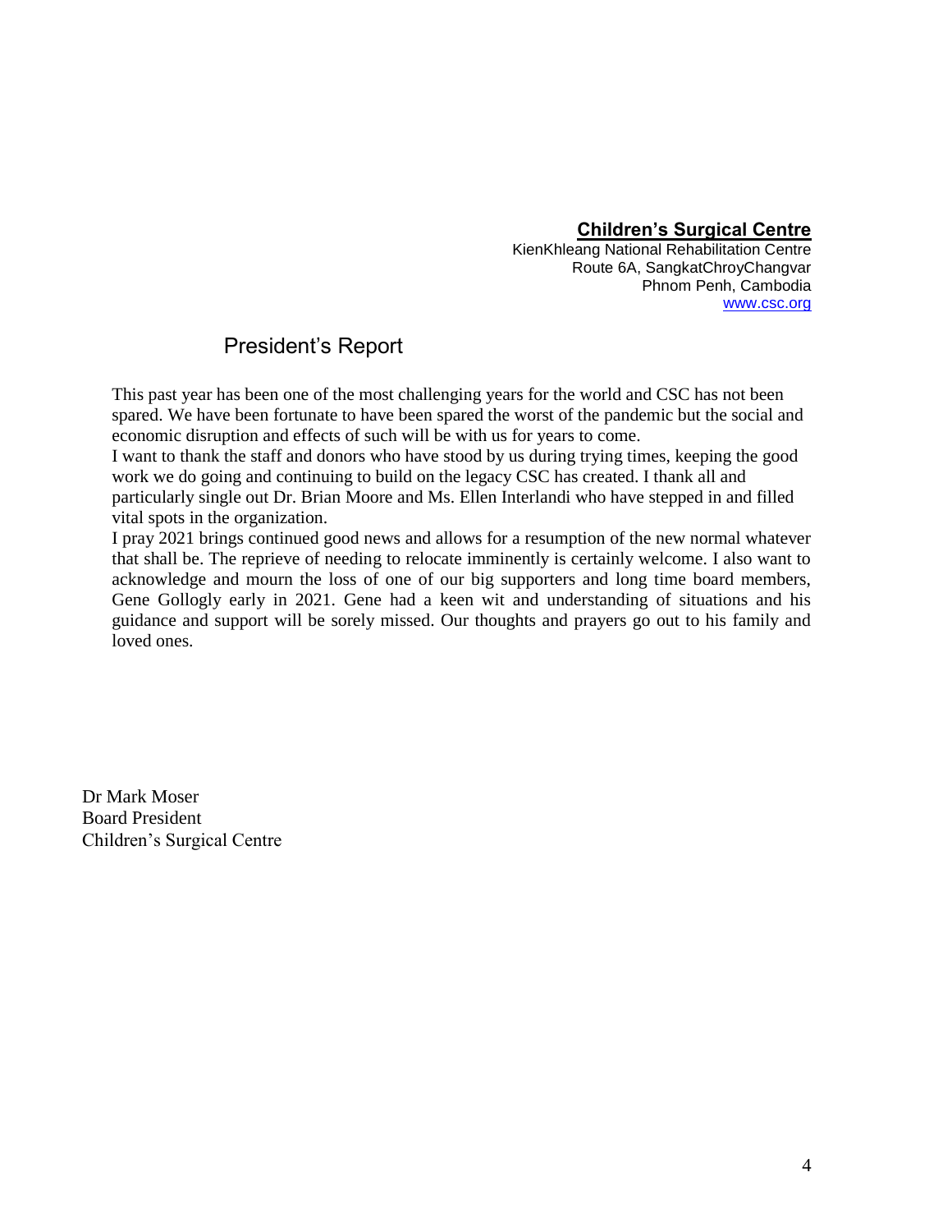**Children's Surgical Centre**
KienKhleang National Rehabilitation Centre
Route 6A, SangkatChroyChangvar
Phnom Penh, Cambodia
www.csc.org

# President's Report

This past year has been one of the most challenging years for the world and CSC has not been spared. We have been fortunate to have been spared the worst of the pandemic but the social and economic disruption and effects of such will be with us for years to come.

I want to thank the staff and donors who have stood by us during trying times, keeping the good work we do going and continuing to build on the legacy CSC has created. I thank all and particularly single out Dr. Brian Moore and Ms. Ellen Interlandi who have stepped in and filled vital spots in the organization.

I pray 2021 brings continued good news and allows for a resumption of the new normal whatever that shall be. The reprieve of needing to relocate imminently is certainly welcome. I also want to acknowledge and mourn the loss of one of our big supporters and long time board members, Gene Gollogly early in 2021. Gene had a keen wit and understanding of situations and his guidance and support will be sorely missed. Our thoughts and prayers go out to his family and loved ones.

Dr Mark Moser
Board President
Children's Surgical Centre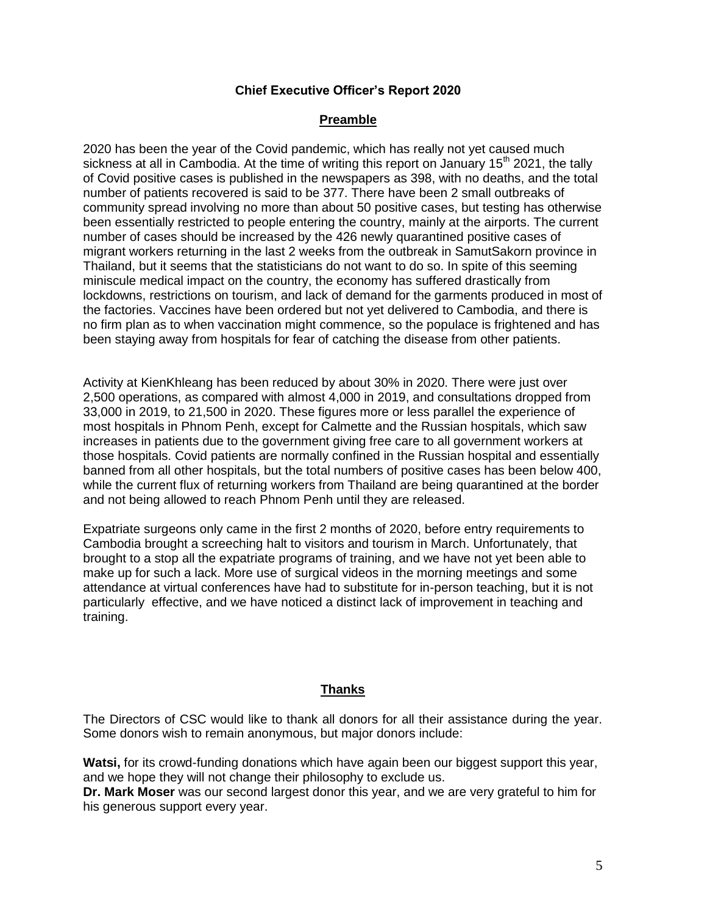# Chief Executive Officer's Report 2020

## Preamble

2020 has been the year of the Covid pandemic, which has really not yet caused much sickness at all in Cambodia. At the time of writing this report on January 15th 2021, the tally of Covid positive cases is published in the newspapers as 398, with no deaths, and the total number of patients recovered is said to be 377. There have been 2 small outbreaks of community spread involving no more than about 50 positive cases, but testing has otherwise been essentially restricted to people entering the country, mainly at the airports. The current number of cases should be increased by the 426 newly quarantined positive cases of migrant workers returning in the last 2 weeks from the outbreak in SamutSakorn province in Thailand, but it seems that the statisticians do not want to do so. In spite of this seeming miniscule medical impact on the country, the economy has suffered drastically from lockdowns, restrictions on tourism, and lack of demand for the garments produced in most of the factories. Vaccines have been ordered but not yet delivered to Cambodia, and there is no firm plan as to when vaccination might commence, so the populace is frightened and has been staying away from hospitals for fear of catching the disease from other patients.

Activity at KienKhleang has been reduced by about 30% in 2020. There were just over 2,500 operations, as compared with almost 4,000 in 2019, and consultations dropped from 33,000 in 2019, to 21,500 in 2020. These figures more or less parallel the experience of most hospitals in Phnom Penh, except for Calmette and the Russian hospitals, which saw increases in patients due to the government giving free care to all government workers at those hospitals. Covid patients are normally confined in the Russian hospital and essentially banned from all other hospitals, but the total numbers of positive cases has been below 400, while the current flux of returning workers from Thailand are being quarantined at the border and not being allowed to reach Phnom Penh until they are released.

Expatriate surgeons only came in the first 2 months of 2020, before entry requirements to Cambodia brought a screeching halt to visitors and tourism in March. Unfortunately, that brought to a stop all the expatriate programs of training, and we have not yet been able to make up for such a lack. More use of surgical videos in the morning meetings and some attendance at virtual conferences have had to substitute for in-person teaching, but it is not particularly effective, and we have noticed a distinct lack of improvement in teaching and training.

## Thanks

The Directors of CSC would like to thank all donors for all their assistance during the year. Some donors wish to remain anonymous, but major donors include:

**Watsi,** for its crowd-funding donations which have again been our biggest support this year, and we hope they will not change their philosophy to exclude us.

**Dr. Mark Moser** was our second largest donor this year, and we are very grateful to him for his generous support every year.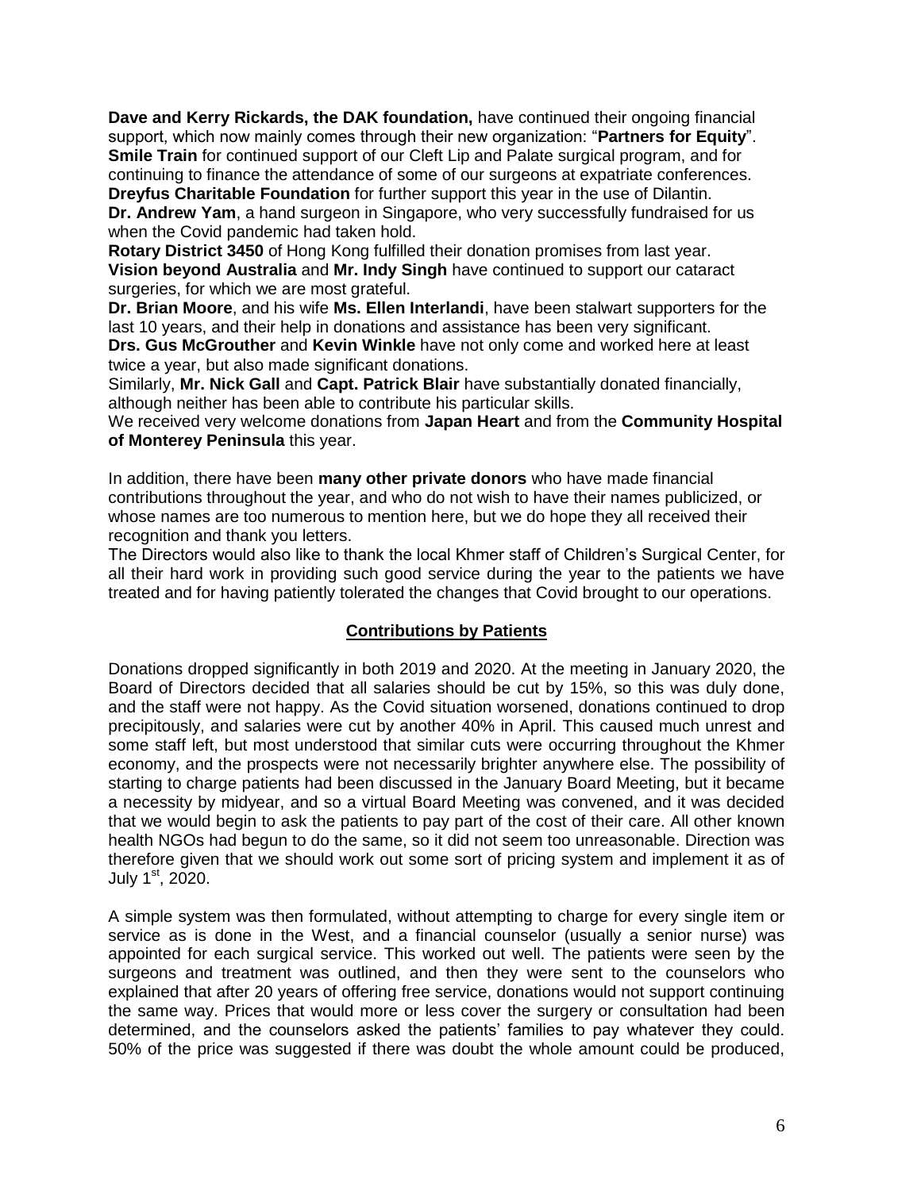**Dave and Kerry Rickards, the DAK foundation,** have continued their ongoing financial support, which now mainly comes through their new organization: "**Partners for Equity**".
**Smile Train** for continued support of our Cleft Lip and Palate surgical program, and for continuing to finance the attendance of some of our surgeons at expatriate conferences.
**Dreyfus Charitable Foundation** for further support this year in the use of Dilantin.
**Dr. Andrew Yam**, a hand surgeon in Singapore, who very successfully fundraised for us when the Covid pandemic had taken hold.
**Rotary District 3450** of Hong Kong fulfilled their donation promises from last year.
**Vision beyond Australia** and **Mr. Indy Singh** have continued to support our cataract surgeries, for which we are most grateful.
**Dr. Brian Moore**, and his wife **Ms. Ellen Interlandi**, have been stalwart supporters for the last 10 years, and their help in donations and assistance has been very significant.
**Drs. Gus McGrouther** and **Kevin Winkle** have not only come and worked here at least twice a year, but also made significant donations.
Similarly, **Mr. Nick Gall** and **Capt. Patrick Blair** have substantially donated financially, although neither has been able to contribute his particular skills.
We received very welcome donations from **Japan Heart** and from the **Community Hospital of Monterey Peninsula** this year.

In addition, there have been **many other private donors** who have made financial contributions throughout the year, and who do not wish to have their names publicized, or whose names are too numerous to mention here, but we do hope they all received their recognition and thank you letters.
The Directors would also like to thank the local Khmer staff of Children's Surgical Center, for all their hard work in providing such good service during the year to the patients we have treated and for having patiently tolerated the changes that Covid brought to our operations.

## Contributions by Patients

Donations dropped significantly in both 2019 and 2020. At the meeting in January 2020, the Board of Directors decided that all salaries should be cut by 15%, so this was duly done, and the staff were not happy. As the Covid situation worsened, donations continued to drop precipitously, and salaries were cut by another 40% in April. This caused much unrest and some staff left, but most understood that similar cuts were occurring throughout the Khmer economy, and the prospects were not necessarily brighter anywhere else. The possibility of starting to charge patients had been discussed in the January Board Meeting, but it became a necessity by midyear, and so a virtual Board Meeting was convened, and it was decided that we would begin to ask the patients to pay part of the cost of their care. All other known health NGOs had begun to do the same, so it did not seem too unreasonable. Direction was therefore given that we should work out some sort of pricing system and implement it as of July 1st, 2020.

A simple system was then formulated, without attempting to charge for every single item or service as is done in the West, and a financial counselor (usually a senior nurse) was appointed for each surgical service. This worked out well. The patients were seen by the surgeons and treatment was outlined, and then they were sent to the counselors who explained that after 20 years of offering free service, donations would not support continuing the same way. Prices that would more or less cover the surgery or consultation had been determined, and the counselors asked the patients' families to pay whatever they could. 50% of the price was suggested if there was doubt the whole amount could be produced,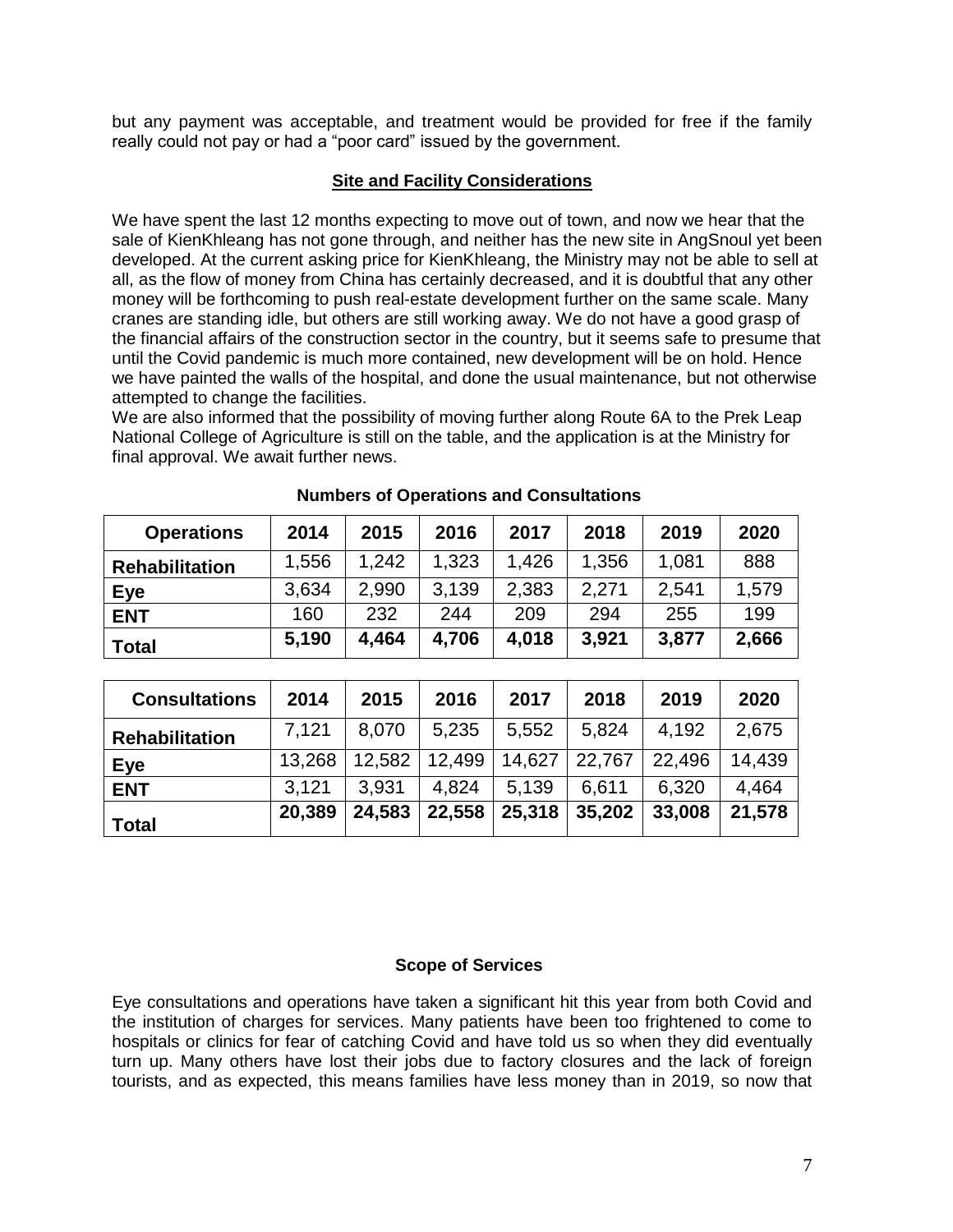but any payment was acceptable, and treatment would be provided for free if the family really could not pay or had a "poor card" issued by the government.

## Site and Facility Considerations

We have spent the last 12 months expecting to move out of town, and now we hear that the sale of KienKhleang has not gone through, and neither has the new site in AngSnoul yet been developed. At the current asking price for KienKhleang, the Ministry may not be able to sell at all, as the flow of money from China has certainly decreased, and it is doubtful that any other money will be forthcoming to push real-estate development further on the same scale. Many cranes are standing idle, but others are still working away. We do not have a good grasp of the financial affairs of the construction sector in the country, but it seems safe to presume that until the Covid pandemic is much more contained, new development will be on hold. Hence we have painted the walls of the hospital, and done the usual maintenance, but not otherwise attempted to change the facilities.

We are also informed that the possibility of moving further along Route 6A to the Prek Leap National College of Agriculture is still on the table, and the application is at the Ministry for final approval. We await further news.

**Numbers of Operations and Consultations**

| Operations | 2014 | 2015 | 2016 | 2017 | 2018 | 2019 | 2020 |
|---|---|---|---|---|---|---|---|
| **Rehabilitation** | 1,556 | 1,242 | 1,323 | 1,426 | 1,356 | 1,081 | 888 |
| **Eye** | 3,634 | 2,990 | 3,139 | 2,383 | 2,271 | 2,541 | 1,579 |
| **ENT** | 160 | 232 | 244 | 209 | 294 | 255 | 199 |
| **Total** | **5,190** | **4,464** | **4,706** | **4,018** | **3,921** | **3,877** | **2,666** |

| Consultations | 2014 | 2015 | 2016 | 2017 | 2018 | 2019 | 2020 |
|---|---|---|---|---|---|---|---|
| **Rehabilitation** | 7,121 | 8,070 | 5,235 | 5,552 | 5,824 | 4,192 | 2,675 |
| **Eye** | 13,268 | 12,582 | 12,499 | 14,627 | 22,767 | 22,496 | 14,439 |
| **ENT** | 3,121 | 3,931 | 4,824 | 5,139 | 6,611 | 6,320 | 4,464 |
| **Total** | **20,389** | **24,583** | **22,558** | **25,318** | **35,202** | **33,008** | **21,578** |

### Scope of Services

Eye consultations and operations have taken a significant hit this year from both Covid and the institution of charges for services. Many patients have been too frightened to come to hospitals or clinics for fear of catching Covid and have told us so when they did eventually turn up. Many others have lost their jobs due to factory closures and the lack of foreign tourists, and as expected, this means families have less money than in 2019, so now that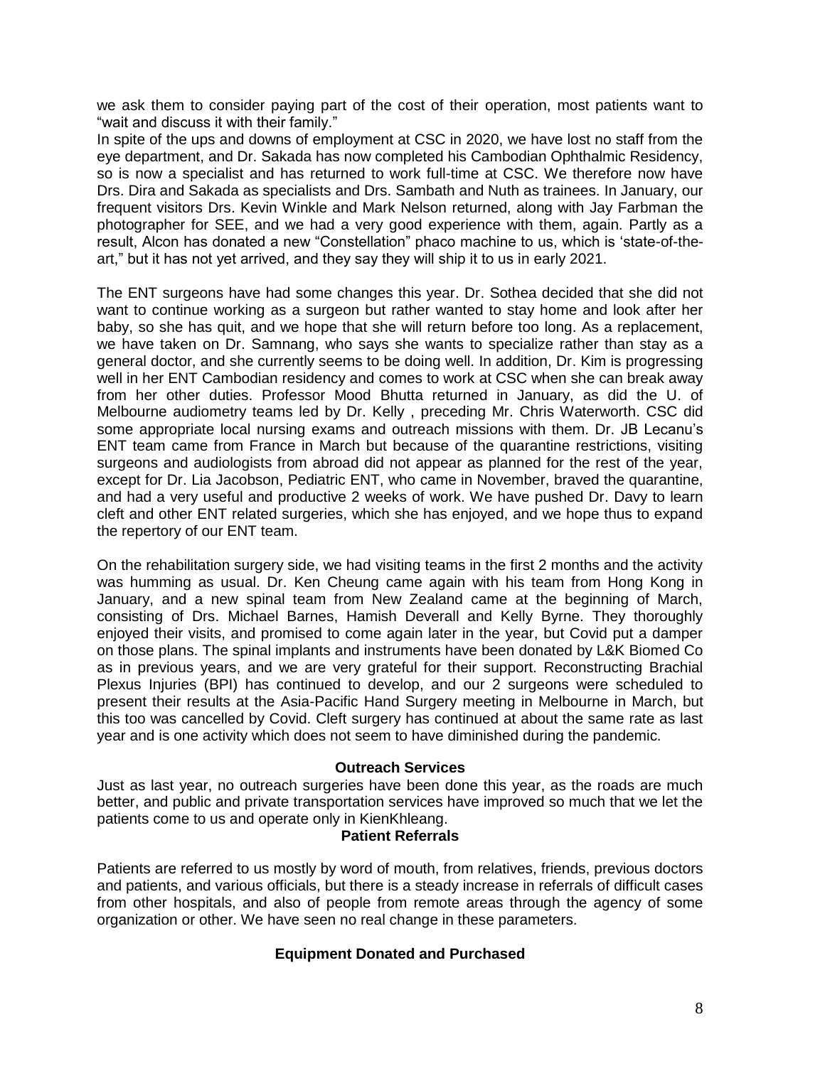we ask them to consider paying part of the cost of their operation, most patients want to "wait and discuss it with their family."

In spite of the ups and downs of employment at CSC in 2020, we have lost no staff from the eye department, and Dr. Sakada has now completed his Cambodian Ophthalmic Residency, so is now a specialist and has returned to work full-time at CSC. We therefore now have Drs. Dira and Sakada as specialists and Drs. Sambath and Nuth as trainees. In January, our frequent visitors Drs. Kevin Winkle and Mark Nelson returned, along with Jay Farbman the photographer for SEE, and we had a very good experience with them, again. Partly as a result, Alcon has donated a new "Constellation" phaco machine to us, which is 'state-of-the-art," but it has not yet arrived, and they say they will ship it to us in early 2021.

The ENT surgeons have had some changes this year. Dr. Sothea decided that she did not want to continue working as a surgeon but rather wanted to stay home and look after her baby, so she has quit, and we hope that she will return before too long. As a replacement, we have taken on Dr. Samnang, who says she wants to specialize rather than stay as a general doctor, and she currently seems to be doing well. In addition, Dr. Kim is progressing well in her ENT Cambodian residency and comes to work at CSC when she can break away from her other duties. Professor Mood Bhutta returned in January, as did the U. of Melbourne audiometry teams led by Dr. Kelly , preceding Mr. Chris Waterworth. CSC did some appropriate local nursing exams and outreach missions with them. Dr. JB Lecanu's ENT team came from France in March but because of the quarantine restrictions, visiting surgeons and audiologists from abroad did not appear as planned for the rest of the year, except for Dr. Lia Jacobson, Pediatric ENT, who came in November, braved the quarantine, and had a very useful and productive 2 weeks of work. We have pushed Dr. Davy to learn cleft and other ENT related surgeries, which she has enjoyed, and we hope thus to expand the repertory of our ENT team.

On the rehabilitation surgery side, we had visiting teams in the first 2 months and the activity was humming as usual. Dr. Ken Cheung came again with his team from Hong Kong in January, and a new spinal team from New Zealand came at the beginning of March, consisting of Drs. Michael Barnes, Hamish Deverall and Kelly Byrne. They thoroughly enjoyed their visits, and promised to come again later in the year, but Covid put a damper on those plans. The spinal implants and instruments have been donated by L&K Biomed Co as in previous years, and we are very grateful for their support. Reconstructing Brachial Plexus Injuries (BPI) has continued to develop, and our 2 surgeons were scheduled to present their results at the Asia-Pacific Hand Surgery meeting in Melbourne in March, but this too was cancelled by Covid. Cleft surgery has continued at about the same rate as last year and is one activity which does not seem to have diminished during the pandemic.

**Outreach Services**

Just as last year, no outreach surgeries have been done this year, as the roads are much better, and public and private transportation services have improved so much that we let the patients come to us and operate only in KienKhleang.

**Patient Referrals**

Patients are referred to us mostly by word of mouth, from relatives, friends, previous doctors and patients, and various officials, but there is a steady increase in referrals of difficult cases from other hospitals, and also of people from remote areas through the agency of some organization or other. We have seen no real change in these parameters.

**Equipment Donated and Purchased**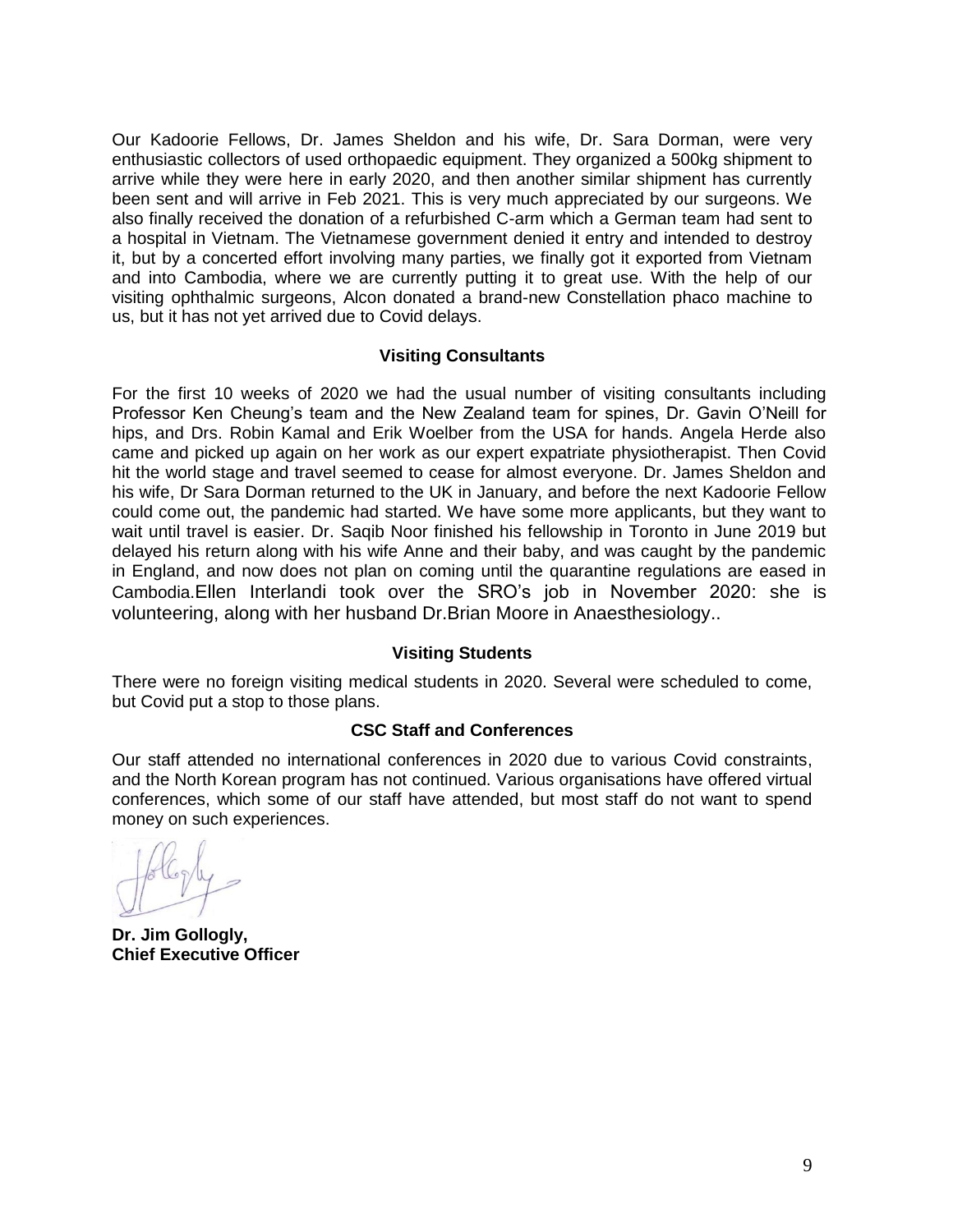Our Kadoorie Fellows, Dr. James Sheldon and his wife, Dr. Sara Dorman, were very enthusiastic collectors of used orthopaedic equipment. They organized a 500kg shipment to arrive while they were here in early 2020, and then another similar shipment has currently been sent and will arrive in Feb 2021. This is very much appreciated by our surgeons. We also finally received the donation of a refurbished C-arm which a German team had sent to a hospital in Vietnam. The Vietnamese government denied it entry and intended to destroy it, but by a concerted effort involving many parties, we finally got it exported from Vietnam and into Cambodia, where we are currently putting it to great use. With the help of our visiting ophthalmic surgeons, Alcon donated a brand-new Constellation phaco machine to us, but it has not yet arrived due to Covid delays.

### Visiting Consultants

For the first 10 weeks of 2020 we had the usual number of visiting consultants including Professor Ken Cheung's team and the New Zealand team for spines, Dr. Gavin O'Neill for hips, and Drs. Robin Kamal and Erik Woelber from the USA for hands. Angela Herde also came and picked up again on her work as our expert expatriate physiotherapist. Then Covid hit the world stage and travel seemed to cease for almost everyone. Dr. James Sheldon and his wife, Dr Sara Dorman returned to the UK in January, and before the next Kadoorie Fellow could come out, the pandemic had started. We have some more applicants, but they want to wait until travel is easier. Dr. Saqib Noor finished his fellowship in Toronto in June 2019 but delayed his return along with his wife Anne and their baby, and was caught by the pandemic in England, and now does not plan on coming until the quarantine regulations are eased in Cambodia.Ellen Interlandi took over the SRO's job in November 2020: she is volunteering, along with her husband Dr.Brian Moore in Anaesthesiology..

### Visiting Students

There were no foreign visiting medical students in 2020. Several were scheduled to come, but Covid put a stop to those plans.

### CSC Staff and Conferences

Our staff attended no international conferences in 2020 due to various Covid constraints, and the North Korean program has not continued. Various organisations have offered virtual conferences, which some of our staff have attended, but most staff do not want to spend money on such experiences.

**Dr. Jim Gollogly,**
**Chief Executive Officer**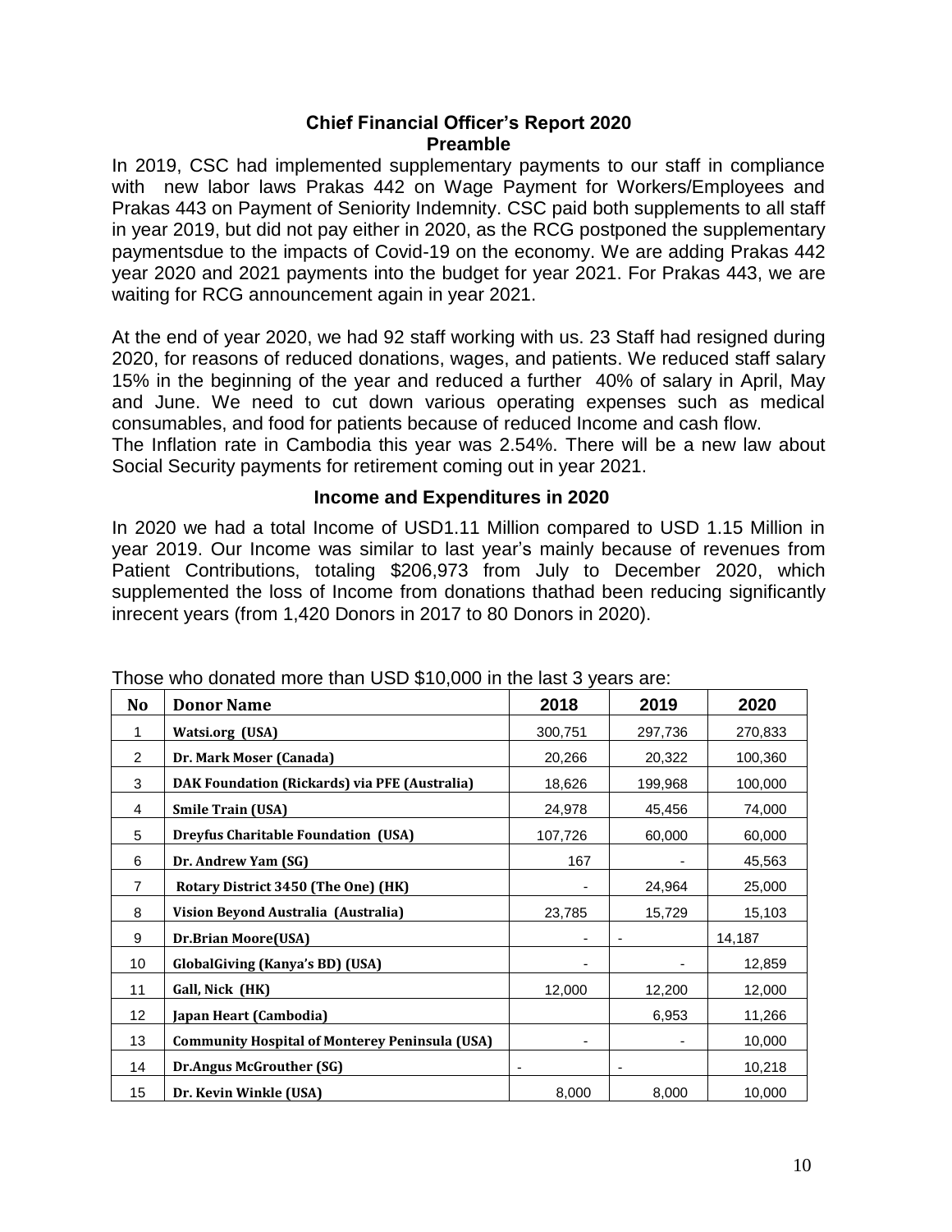## Chief Financial Officer's Report 2020

### Preamble

In 2019, CSC had implemented supplementary payments to our staff in compliance with new labor laws Prakas 442 on Wage Payment for Workers/Employees and Prakas 443 on Payment of Seniority Indemnity. CSC paid both supplements to all staff in year 2019, but did not pay either in 2020, as the RCG postponed the supplementary paymentsdue to the impacts of Covid-19 on the economy. We are adding Prakas 442 year 2020 and 2021 payments into the budget for year 2021. For Prakas 443, we are waiting for RCG announcement again in year 2021.

At the end of year 2020, we had 92 staff working with us. 23 Staff had resigned during 2020, for reasons of reduced donations, wages, and patients. We reduced staff salary 15% in the beginning of the year and reduced a further 40% of salary in April, May and June. We need to cut down various operating expenses such as medical consumables, and food for patients because of reduced Income and cash flow.
The Inflation rate in Cambodia this year was 2.54%. There will be a new law about Social Security payments for retirement coming out in year 2021.

### Income and Expenditures in 2020

In 2020 we had a total Income of USD1.11 Million compared to USD 1.15 Million in year 2019. Our Income was similar to last year's mainly because of revenues from Patient Contributions, totaling $206,973 from July to December 2020, which supplemented the loss of Income from donations thathad been reducing significantly inrecent years (from 1,420 Donors in 2017 to 80 Donors in 2020).

Those who donated more than USD $10,000 in the last 3 years are:

| No | Donor Name | 2018 | 2019 | 2020 |
|---|---|---|---|---|
| 1 | **Watsi.org (USA)** | 300,751 | 297,736 | 270,833 |
| 2 | **Dr. Mark Moser (Canada)** | 20,266 | 20,322 | 100,360 |
| 3 | **DAK Foundation (Rickards) via PFE (Australia)** | 18,626 | 199,968 | 100,000 |
| 4 | **Smile Train (USA)** | 24,978 | 45,456 | 74,000 |
| 5 | **Dreyfus Charitable Foundation (USA)** | 107,726 | 60,000 | 60,000 |
| 6 | **Dr. Andrew Yam (SG)** | 167 | - | 45,563 |
| 7 | **Rotary District 3450 (The One) (HK)** | - | 24,964 | 25,000 |
| 8 | **Vision Beyond Australia (Australia)** | 23,785 | 15,729 | 15,103 |
| 9 | **Dr.Brian Moore(USA)** | - | - | 14,187 |
| 10 | **GlobalGiving (Kanya's BD) (USA)** | - | - | 12,859 |
| 11 | **Gall, Nick (HK)** | 12,000 | 12,200 | 12,000 |
| 12 | **Japan Heart (Cambodia)** | | 6,953 | 11,266 |
| 13 | **Community Hospital of Monterey Peninsula (USA)** | - | - | 10,000 |
| 14 | **Dr.Angus McGrouther (SG)** | - | - | 10,218 |
| 15 | **Dr. Kevin Winkle (USA)** | 8,000 | 8,000 | 10,000 |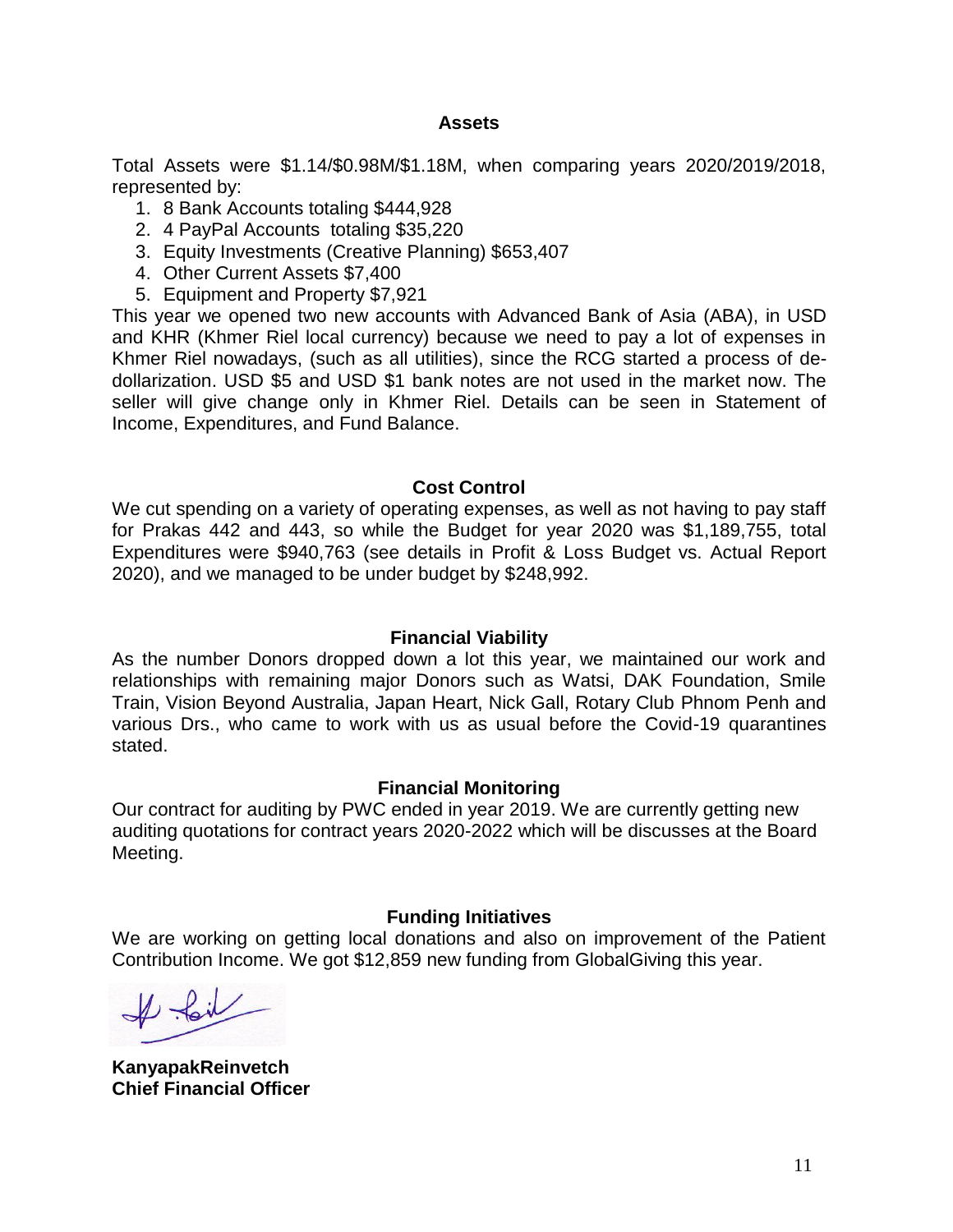## Assets

Total Assets were $1.14/$0.98M/$1.18M, when comparing years 2020/2019/2018, represented by:

1. 8 Bank Accounts totaling $444,928
2. 4 PayPal Accounts totaling $35,220
3. Equity Investments (Creative Planning) $653,407
4. Other Current Assets $7,400
5. Equipment and Property $7,921

This year we opened two new accounts with Advanced Bank of Asia (ABA), in USD and KHR (Khmer Riel local currency) because we need to pay a lot of expenses in Khmer Riel nowadays, (such as all utilities), since the RCG started a process of de-dollarization. USD $5 and USD $1 bank notes are not used in the market now. The seller will give change only in Khmer Riel. Details can be seen in Statement of Income, Expenditures, and Fund Balance.

## Cost Control

We cut spending on a variety of operating expenses, as well as not having to pay staff for Prakas 442 and 443, so while the Budget for year 2020 was $1,189,755, total Expenditures were $940,763 (see details in Profit & Loss Budget vs. Actual Report 2020), and we managed to be under budget by $248,992.

## Financial Viability

As the number Donors dropped down a lot this year, we maintained our work and relationships with remaining major Donors such as Watsi, DAK Foundation, Smile Train, Vision Beyond Australia, Japan Heart, Nick Gall, Rotary Club Phnom Penh and various Drs., who came to work with us as usual before the Covid-19 quarantines stated.

## Financial Monitoring

Our contract for auditing by PWC ended in year 2019. We are currently getting new auditing quotations for contract years 2020-2022 which will be discusses at the Board Meeting.

## Funding Initiatives

We are working on getting local donations and also on improvement of the Patient Contribution Income. We got $12,859 new funding from GlobalGiving this year.

**KanyapakReinvetch**
**Chief Financial Officer**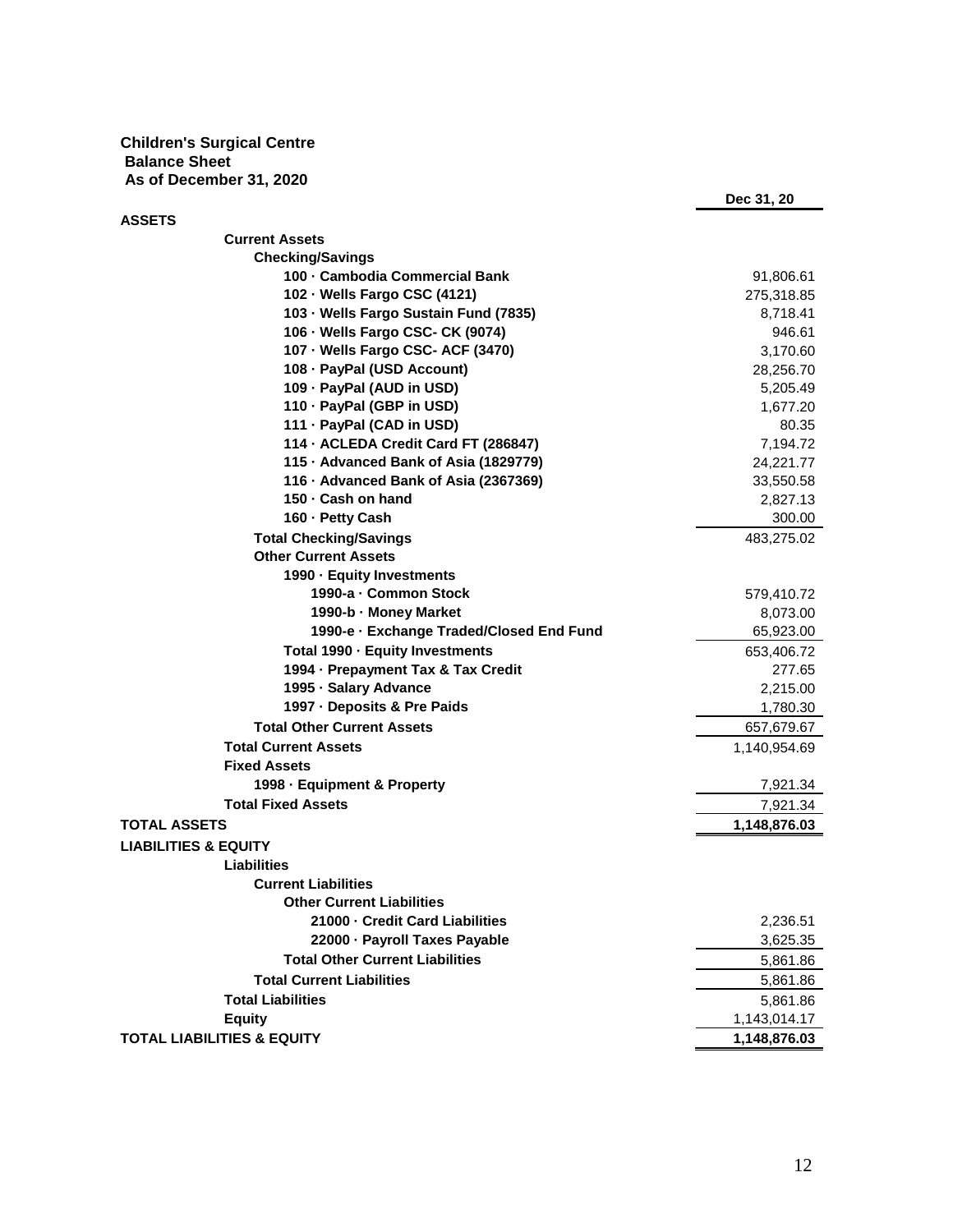**Children's Surgical Centre**
**Balance Sheet**
**As of December 31, 2020**

| | Dec 31, 20 |
|---|---|
| **ASSETS** | |
| **Current Assets** | |
| **Checking/Savings** | |
| **100 · Cambodia Commercial Bank** | 91,806.61 |
| **102 · Wells Fargo CSC (4121)** | 275,318.85 |
| **103 · Wells Fargo Sustain Fund (7835)** | 8,718.41 |
| **106 · Wells Fargo CSC- CK (9074)** | 946.61 |
| **107 · Wells Fargo CSC- ACF (3470)** | 3,170.60 |
| **108 · PayPal (USD Account)** | 28,256.70 |
| **109 · PayPal (AUD in USD)** | 5,205.49 |
| **110 · PayPal (GBP in USD)** | 1,677.20 |
| **111 · PayPal (CAD in USD)** | 80.35 |
| **114 · ACLEDA Credit Card FT (286847)** | 7,194.72 |
| **115 · Advanced Bank of Asia (1829779)** | 24,221.77 |
| **116 · Advanced Bank of Asia (2367369)** | 33,550.58 |
| **150 · Cash on hand** | 2,827.13 |
| **160 · Petty Cash** | 300.00 |
| **Total Checking/Savings** | 483,275.02 |
| **Other Current Assets** | |
| **1990 · Equity Investments** | |
| **1990-a · Common Stock** | 579,410.72 |
| **1990-b · Money Market** | 8,073.00 |
| **1990-e · Exchange Traded/Closed End Fund** | 65,923.00 |
| **Total 1990 · Equity Investments** | 653,406.72 |
| **1994 · Prepayment Tax & Tax Credit** | 277.65 |
| **1995 · Salary Advance** | 2,215.00 |
| **1997 · Deposits & Pre Paids** | 1,780.30 |
| **Total Other Current Assets** | 657,679.67 |
| **Total Current Assets** | 1,140,954.69 |
| **Fixed Assets** | |
| **1998 · Equipment & Property** | 7,921.34 |
| **Total Fixed Assets** | 7,921.34 |
| **TOTAL ASSETS** | **1,148,876.03** |
| **LIABILITIES & EQUITY** | |
| **Liabilities** | |
| **Current Liabilities** | |
| **Other Current Liabilities** | |
| **21000 · Credit Card Liabilities** | 2,236.51 |
| **22000 · Payroll Taxes Payable** | 3,625.35 |
| **Total Other Current Liabilities** | 5,861.86 |
| **Total Current Liabilities** | 5,861.86 |
| **Total Liabilities** | 5,861.86 |
| **Equity** | 1,143,014.17 |
| **TOTAL LIABILITIES & EQUITY** | **1,148,876.03** |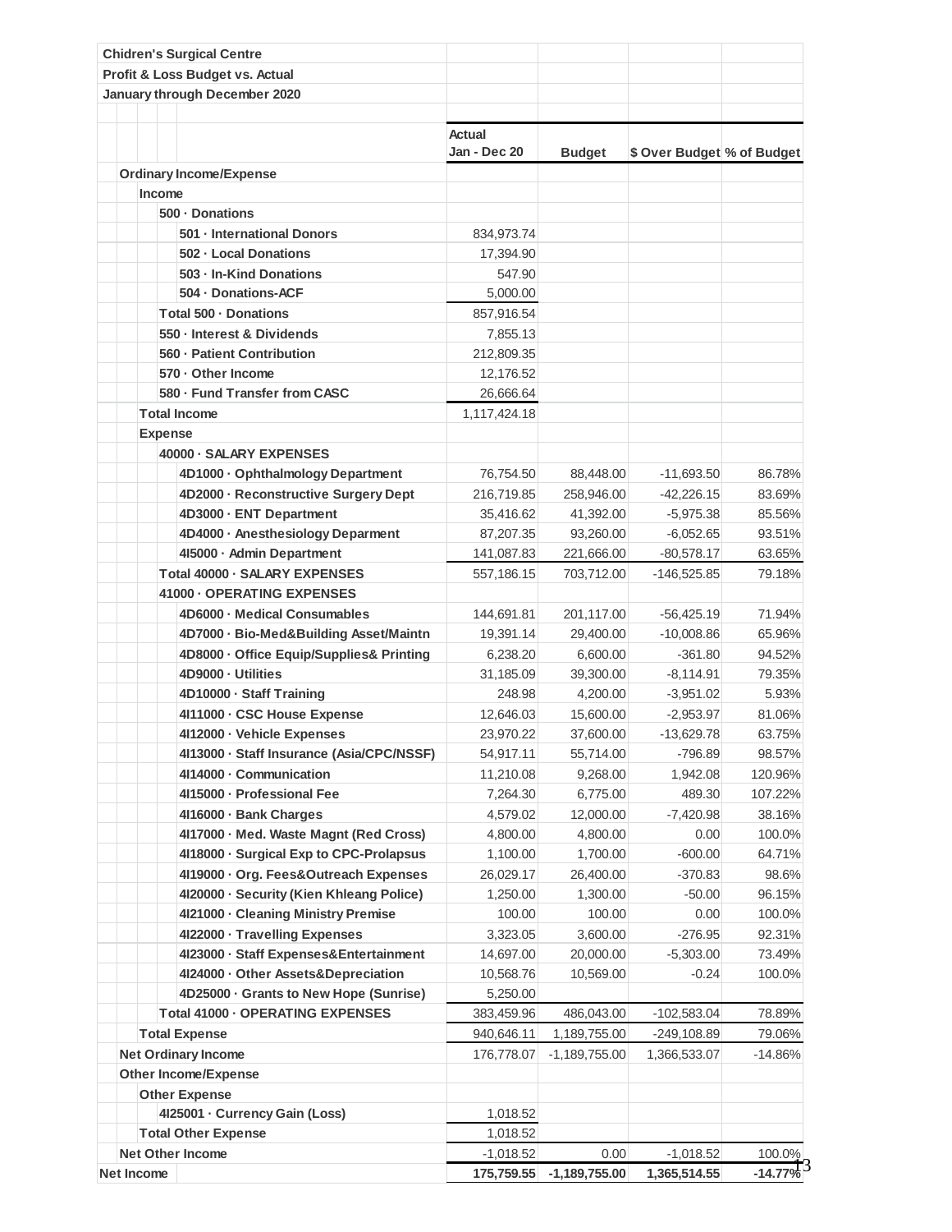**Chidren's Surgical Centre**

**Profit & Loss Budget vs. Actual**

**January through December 2020**

| | Actual Jan - Dec 20 | Budget | $ Over Budget | % of Budget |
|---|---|---|---|---|
| **Ordinary Income/Expense** | | | | |
| **Income** | | | | |
| **500 · Donations** | | | | |
| **501 · International Donors** | 834,973.74 | | | |
| **502 · Local Donations** | 17,394.90 | | | |
| **503 · In-Kind Donations** | 547.90 | | | |
| **504 · Donations-ACF** | 5,000.00 | | | |
| **Total 500 · Donations** | 857,916.54 | | | |
| **550 · Interest & Dividends** | 7,855.13 | | | |
| **560 · Patient Contribution** | 212,809.35 | | | |
| **570 · Other Income** | 12,176.52 | | | |
| **580 · Fund Transfer from CASC** | 26,666.64 | | | |
| **Total Income** | 1,117,424.18 | | | |
| **Expense** | | | | |
| **40000 · SALARY EXPENSES** | | | | |
| **4D1000 · Ophthalmology Department** | 76,754.50 | 88,448.00 | -11,693.50 | 86.78% |
| **4D2000 · Reconstructive Surgery Dept** | 216,719.85 | 258,946.00 | -42,226.15 | 83.69% |
| **4D3000 · ENT Department** | 35,416.62 | 41,392.00 | -5,975.38 | 85.56% |
| **4D4000 · Anesthesiology Deparment** | 87,207.35 | 93,260.00 | -6,052.65 | 93.51% |
| **4I5000 · Admin Department** | 141,087.83 | 221,666.00 | -80,578.17 | 63.65% |
| **Total 40000 · SALARY EXPENSES** | 557,186.15 | 703,712.00 | -146,525.85 | 79.18% |
| **41000 · OPERATING EXPENSES** | | | | |
| **4D6000 · Medical Consumables** | 144,691.81 | 201,117.00 | -56,425.19 | 71.94% |
| **4D7000 · Bio-Med&Building Asset/Maintn** | 19,391.14 | 29,400.00 | -10,008.86 | 65.96% |
| **4D8000 · Office Equip/Supplies& Printing** | 6,238.20 | 6,600.00 | -361.80 | 94.52% |
| **4D9000 · Utilities** | 31,185.09 | 39,300.00 | -8,114.91 | 79.35% |
| **4D10000 · Staff Training** | 248.98 | 4,200.00 | -3,951.02 | 5.93% |
| **4I11000 · CSC House Expense** | 12,646.03 | 15,600.00 | -2,953.97 | 81.06% |
| **4I12000 · Vehicle Expenses** | 23,970.22 | 37,600.00 | -13,629.78 | 63.75% |
| **4I13000 · Staff Insurance (Asia/CPC/NSSF)** | 54,917.11 | 55,714.00 | -796.89 | 98.57% |
| **4I14000 · Communication** | 11,210.08 | 9,268.00 | 1,942.08 | 120.96% |
| **4I15000 · Professional Fee** | 7,264.30 | 6,775.00 | 489.30 | 107.22% |
| **4I16000 · Bank Charges** | 4,579.02 | 12,000.00 | -7,420.98 | 38.16% |
| **4I17000 · Med. Waste Magnt (Red Cross)** | 4,800.00 | 4,800.00 | 0.00 | 100.0% |
| **4I18000 · Surgical Exp to CPC-Prolapsus** | 1,100.00 | 1,700.00 | -600.00 | 64.71% |
| **4I19000 · Org. Fees&Outreach Expenses** | 26,029.17 | 26,400.00 | -370.83 | 98.6% |
| **4I20000 · Security (Kien Khleang Police)** | 1,250.00 | 1,300.00 | -50.00 | 96.15% |
| **4I21000 · Cleaning Ministry Premise** | 100.00 | 100.00 | 0.00 | 100.0% |
| **4I22000 · Travelling Expenses** | 3,323.05 | 3,600.00 | -276.95 | 92.31% |
| **4I23000 · Staff Expenses&Entertainment** | 14,697.00 | 20,000.00 | -5,303.00 | 73.49% |
| **4I24000 · Other Assets&Depreciation** | 10,568.76 | 10,569.00 | -0.24 | 100.0% |
| **4D25000 · Grants to New Hope (Sunrise)** | 5,250.00 | | | |
| **Total 41000 · OPERATING EXPENSES** | 383,459.96 | 486,043.00 | -102,583.04 | 78.89% |
| **Total Expense** | 940,646.11 | 1,189,755.00 | -249,108.89 | 79.06% |
| **Net Ordinary Income** | 176,778.07 | -1,189,755.00 | 1,366,533.07 | -14.86% |
| **Other Income/Expense** | | | | |
| **Other Expense** | | | | |
| **4I25001 · Currency Gain (Loss)** | 1,018.52 | | | |
| **Total Other Expense** | 1,018.52 | | | |
| **Net Other Income** | -1,018.52 | 0.00 | -1,018.52 | 100.0% |
| **Net Income** | **175,759.55** | **-1,189,755.00** | **1,365,514.55** | **-14.77%** |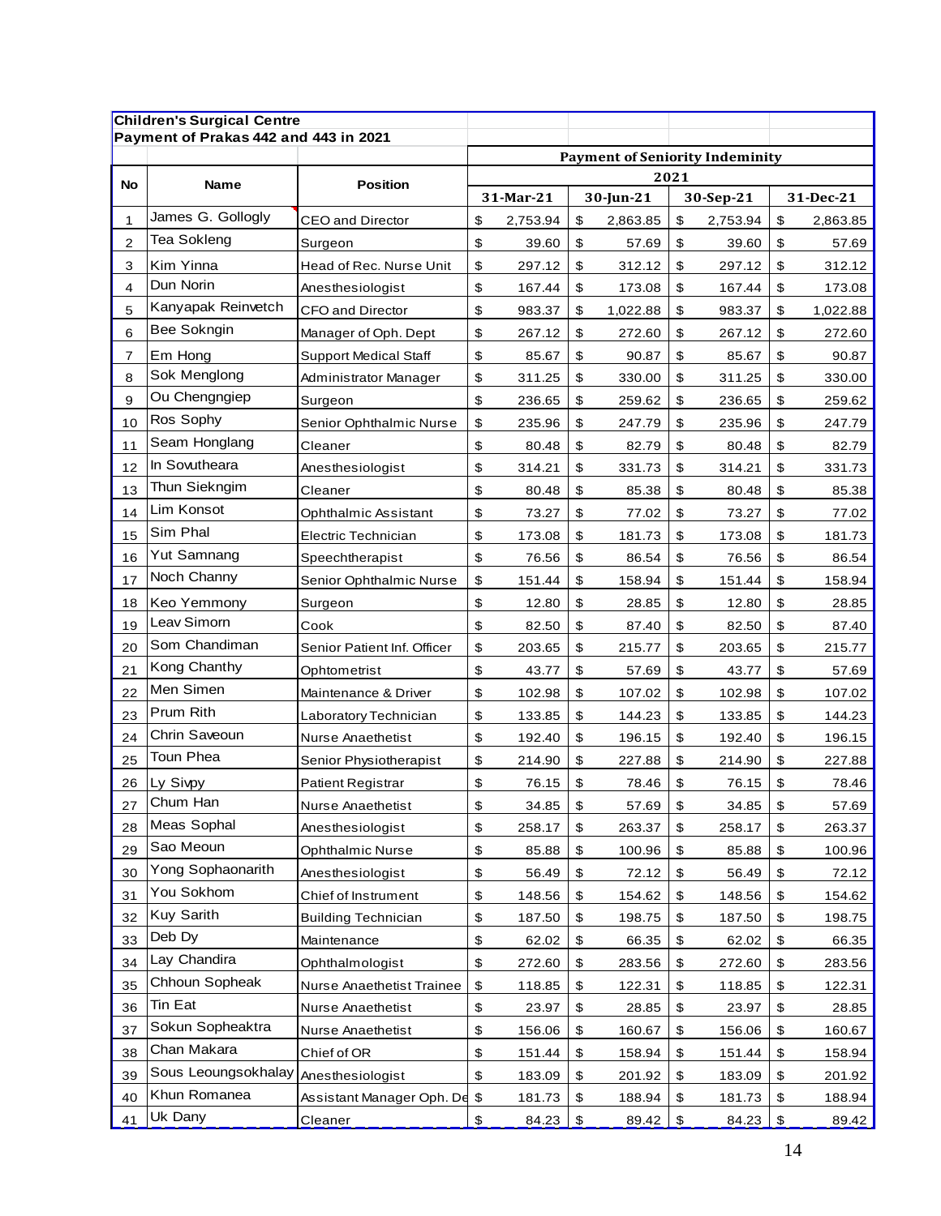**Children's Surgical Centre**
**Payment of Prakas 442 and 443 in 2021**

| No | Name | Position | Payment of Seniority Indeminity | | | |
|---|---|---|---|---|---|---|
| | | | 2021 | | | |
| | | | 31-Mar-21 | 30-Jun-21 | 30-Sep-21 | 31-Dec-21 |
| 1 | James G. Gollogly | CEO and Director | $ 2,753.94 | $ 2,863.85 | $ 2,753.94 | $ 2,863.85 |
| 2 | Tea Sokleng | Surgeon | $ 39.60 | $ 57.69 | $ 39.60 | $ 57.69 |
| 3 | Kim Yinna | Head of Rec. Nurse Unit | $ 297.12 | $ 312.12 | $ 297.12 | $ 312.12 |
| 4 | Dun Norin | Anesthesiologist | $ 167.44 | $ 173.08 | $ 167.44 | $ 173.08 |
| 5 | Kanyapak Reinvetch | CFO and Director | $ 983.37 | $ 1,022.88 | $ 983.37 | $ 1,022.88 |
| 6 | Bee Sokngin | Manager of Oph. Dept | $ 267.12 | $ 272.60 | $ 267.12 | $ 272.60 |
| 7 | Em Hong | Support Medical Staff | $ 85.67 | $ 90.87 | $ 85.67 | $ 90.87 |
| 8 | Sok Menglong | Administrator Manager | $ 311.25 | $ 330.00 | $ 311.25 | $ 330.00 |
| 9 | Ou Chengngiep | Surgeon | $ 236.65 | $ 259.62 | $ 236.65 | $ 259.62 |
| 10 | Ros Sophy | Senior Ophthalmic Nurse | $ 235.96 | $ 247.79 | $ 235.96 | $ 247.79 |
| 11 | Seam Honglang | Cleaner | $ 80.48 | $ 82.79 | $ 80.48 | $ 82.79 |
| 12 | In Sovutheara | Anesthesiologist | $ 314.21 | $ 331.73 | $ 314.21 | $ 331.73 |
| 13 | Thun Siekngim | Cleaner | $ 80.48 | $ 85.38 | $ 80.48 | $ 85.38 |
| 14 | Lim Konsot | Ophthalmic Assistant | $ 73.27 | $ 77.02 | $ 73.27 | $ 77.02 |
| 15 | Sim Phal | Electric Technician | $ 173.08 | $ 181.73 | $ 173.08 | $ 181.73 |
| 16 | Yut Samnang | Speechtherapist | $ 76.56 | $ 86.54 | $ 76.56 | $ 86.54 |
| 17 | Noch Channy | Senior Ophthalmic Nurse | $ 151.44 | $ 158.94 | $ 151.44 | $ 158.94 |
| 18 | Keo Yemmony | Surgeon | $ 12.80 | $ 28.85 | $ 12.80 | $ 28.85 |
| 19 | Leav Simorn | Cook | $ 82.50 | $ 87.40 | $ 82.50 | $ 87.40 |
| 20 | Som Chandiman | Senior Patient Inf. Officer | $ 203.65 | $ 215.77 | $ 203.65 | $ 215.77 |
| 21 | Kong Chanthy | Ophtometrist | $ 43.77 | $ 57.69 | $ 43.77 | $ 57.69 |
| 22 | Men Simen | Maintenance & Driver | $ 102.98 | $ 107.02 | $ 102.98 | $ 107.02 |
| 23 | Prum Rith | Laboratory Technician | $ 133.85 | $ 144.23 | $ 133.85 | $ 144.23 |
| 24 | Chrin Saveoun | Nurse Anaethetist | $ 192.40 | $ 196.15 | $ 192.40 | $ 196.15 |
| 25 | Toun Phea | Senior Physiotherapist | $ 214.90 | $ 227.88 | $ 214.90 | $ 227.88 |
| 26 | Ly Sivpy | Patient Registrar | $ 76.15 | $ 78.46 | $ 76.15 | $ 78.46 |
| 27 | Chum Han | Nurse Anaethetist | $ 34.85 | $ 57.69 | $ 34.85 | $ 57.69 |
| 28 | Meas Sophal | Anesthesiologist | $ 258.17 | $ 263.37 | $ 258.17 | $ 263.37 |
| 29 | Sao Meoun | Ophthalmic Nurse | $ 85.88 | $ 100.96 | $ 85.88 | $ 100.96 |
| 30 | Yong Sophaonarith | Anesthesiologist | $ 56.49 | $ 72.12 | $ 56.49 | $ 72.12 |
| 31 | You Sokhom | Chief of Instrument | $ 148.56 | $ 154.62 | $ 148.56 | $ 154.62 |
| 32 | Kuy Sarith | Building Technician | $ 187.50 | $ 198.75 | $ 187.50 | $ 198.75 |
| 33 | Deb Dy | Maintenance | $ 62.02 | $ 66.35 | $ 62.02 | $ 66.35 |
| 34 | Lay Chandira | Ophthalmologist | $ 272.60 | $ 283.56 | $ 272.60 | $ 283.56 |
| 35 | Chhoun Sopheak | Nurse Anaethetist Trainee | $ 118.85 | $ 122.31 | $ 118.85 | $ 122.31 |
| 36 | Tin Eat | Nurse Anaethetist | $ 23.97 | $ 28.85 | $ 23.97 | $ 28.85 |
| 37 | Sokun Sopheaktra | Nurse Anaethetist | $ 156.06 | $ 160.67 | $ 156.06 | $ 160.67 |
| 38 | Chan Makara | Chief of OR | $ 151.44 | $ 158.94 | $ 151.44 | $ 158.94 |
| 39 | Sous Leoungsokhalay | Anesthesiologist | $ 183.09 | $ 201.92 | $ 183.09 | $ 201.92 |
| 40 | Khun Romanea | Assistant Manager Oph. De | $ 181.73 | $ 188.94 | $ 181.73 | $ 188.94 |
| 41 | Uk Dany | Cleaner | $ 84.23 | $ 89.42 | $ 84.23 | $ 89.42 |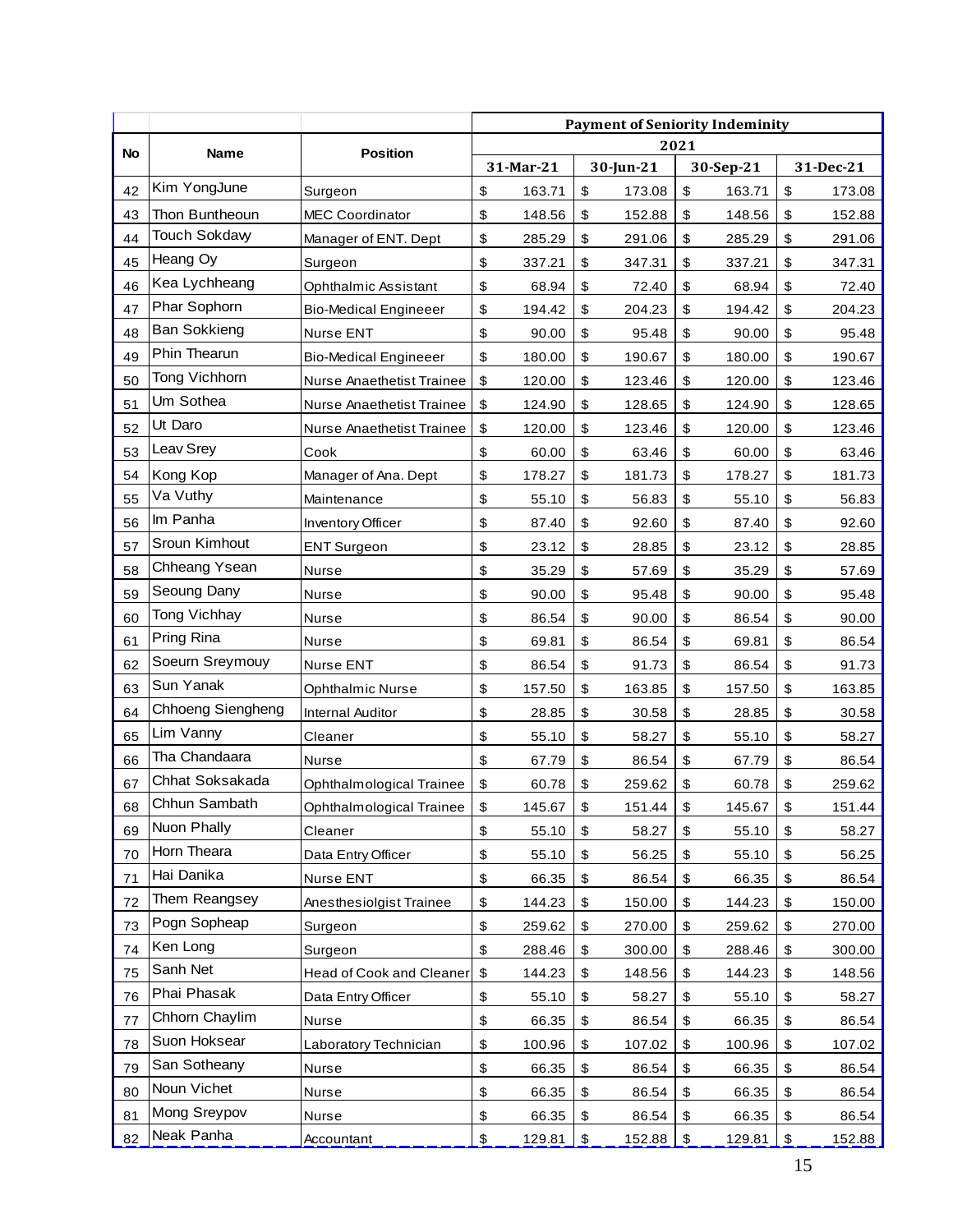| No | Name | Position | Payment of Seniority Indeminity | | | |
|---|---|---|---|---|---|---|
| | | | 2021 | | | |
| | | | 31-Mar-21 | 30-Jun-21 | 30-Sep-21 | 31-Dec-21 |
| 42 | Kim YongJune | Surgeon | $ 163.71 | $ 173.08 | $ 163.71 | $ 173.08 |
| 43 | Thon Buntheoun | MEC Coordinator | $ 148.56 | $ 152.88 | $ 148.56 | $ 152.88 |
| 44 | Touch Sokdavy | Manager of ENT. Dept | $ 285.29 | $ 291.06 | $ 285.29 | $ 291.06 |
| 45 | Heang Oy | Surgeon | $ 337.21 | $ 347.31 | $ 337.21 | $ 347.31 |
| 46 | Kea Lychheang | Ophthalmic Assistant | $ 68.94 | $ 72.40 | $ 68.94 | $ 72.40 |
| 47 | Phar Sophorn | Bio-Medical Engineeer | $ 194.42 | $ 204.23 | $ 194.42 | $ 204.23 |
| 48 | Ban Sokkieng | Nurse ENT | $ 90.00 | $ 95.48 | $ 90.00 | $ 95.48 |
| 49 | Phin Thearun | Bio-Medical Engineeer | $ 180.00 | $ 190.67 | $ 180.00 | $ 190.67 |
| 50 | Tong Vichhorn | Nurse Anaethetist Trainee | $ 120.00 | $ 123.46 | $ 120.00 | $ 123.46 |
| 51 | Um Sothea | Nurse Anaethetist Trainee | $ 124.90 | $ 128.65 | $ 124.90 | $ 128.65 |
| 52 | Ut Daro | Nurse Anaethetist Trainee | $ 120.00 | $ 123.46 | $ 120.00 | $ 123.46 |
| 53 | Leav Srey | Cook | $ 60.00 | $ 63.46 | $ 60.00 | $ 63.46 |
| 54 | Kong Kop | Manager of Ana. Dept | $ 178.27 | $ 181.73 | $ 178.27 | $ 181.73 |
| 55 | Va Vuthy | Maintenance | $ 55.10 | $ 56.83 | $ 55.10 | $ 56.83 |
| 56 | Im Panha | Inventory Officer | $ 87.40 | $ 92.60 | $ 87.40 | $ 92.60 |
| 57 | Sroun Kimhout | ENT Surgeon | $ 23.12 | $ 28.85 | $ 23.12 | $ 28.85 |
| 58 | Chheang Ysean | Nurse | $ 35.29 | $ 57.69 | $ 35.29 | $ 57.69 |
| 59 | Seoung Dany | Nurse | $ 90.00 | $ 95.48 | $ 90.00 | $ 95.48 |
| 60 | Tong Vichhay | Nurse | $ 86.54 | $ 90.00 | $ 86.54 | $ 90.00 |
| 61 | Pring Rina | Nurse | $ 69.81 | $ 86.54 | $ 69.81 | $ 86.54 |
| 62 | Soeurn Sreymouy | Nurse ENT | $ 86.54 | $ 91.73 | $ 86.54 | $ 91.73 |
| 63 | Sun Yanak | Ophthalmic Nurse | $ 157.50 | $ 163.85 | $ 157.50 | $ 163.85 |
| 64 | Chhoeng Siengheng | Internal Auditor | $ 28.85 | $ 30.58 | $ 28.85 | $ 30.58 |
| 65 | Lim Vanny | Cleaner | $ 55.10 | $ 58.27 | $ 55.10 | $ 58.27 |
| 66 | Tha Chandaara | Nurse | $ 67.79 | $ 86.54 | $ 67.79 | $ 86.54 |
| 67 | Chhat Soksakada | Ophthalmological Trainee | $ 60.78 | $ 259.62 | $ 60.78 | $ 259.62 |
| 68 | Chhun Sambath | Ophthalmological Trainee | $ 145.67 | $ 151.44 | $ 145.67 | $ 151.44 |
| 69 | Nuon Phally | Cleaner | $ 55.10 | $ 58.27 | $ 55.10 | $ 58.27 |
| 70 | Horn Theara | Data Entry Officer | $ 55.10 | $ 56.25 | $ 55.10 | $ 56.25 |
| 71 | Hai Danika | Nurse ENT | $ 66.35 | $ 86.54 | $ 66.35 | $ 86.54 |
| 72 | Them Reangsey | Anesthesiolgist Trainee | $ 144.23 | $ 150.00 | $ 144.23 | $ 150.00 |
| 73 | Pogn Sopheap | Surgeon | $ 259.62 | $ 270.00 | $ 259.62 | $ 270.00 |
| 74 | Ken Long | Surgeon | $ 288.46 | $ 300.00 | $ 288.46 | $ 300.00 |
| 75 | Sanh Net | Head of Cook and Cleaner | $ 144.23 | $ 148.56 | $ 144.23 | $ 148.56 |
| 76 | Phai Phasak | Data Entry Officer | $ 55.10 | $ 58.27 | $ 55.10 | $ 58.27 |
| 77 | Chhorn Chaylim | Nurse | $ 66.35 | $ 86.54 | $ 66.35 | $ 86.54 |
| 78 | Suon Hoksear | Laboratory Technician | $ 100.96 | $ 107.02 | $ 100.96 | $ 107.02 |
| 79 | San Sotheany | Nurse | $ 66.35 | $ 86.54 | $ 66.35 | $ 86.54 |
| 80 | Noun Vichet | Nurse | $ 66.35 | $ 86.54 | $ 66.35 | $ 86.54 |
| 81 | Mong Sreypov | Nurse | $ 66.35 | $ 86.54 | $ 66.35 | $ 86.54 |
| 82 | Neak Panha | Accountant | $ 129.81 | $ 152.88 | $ 129.81 | $ 152.88 |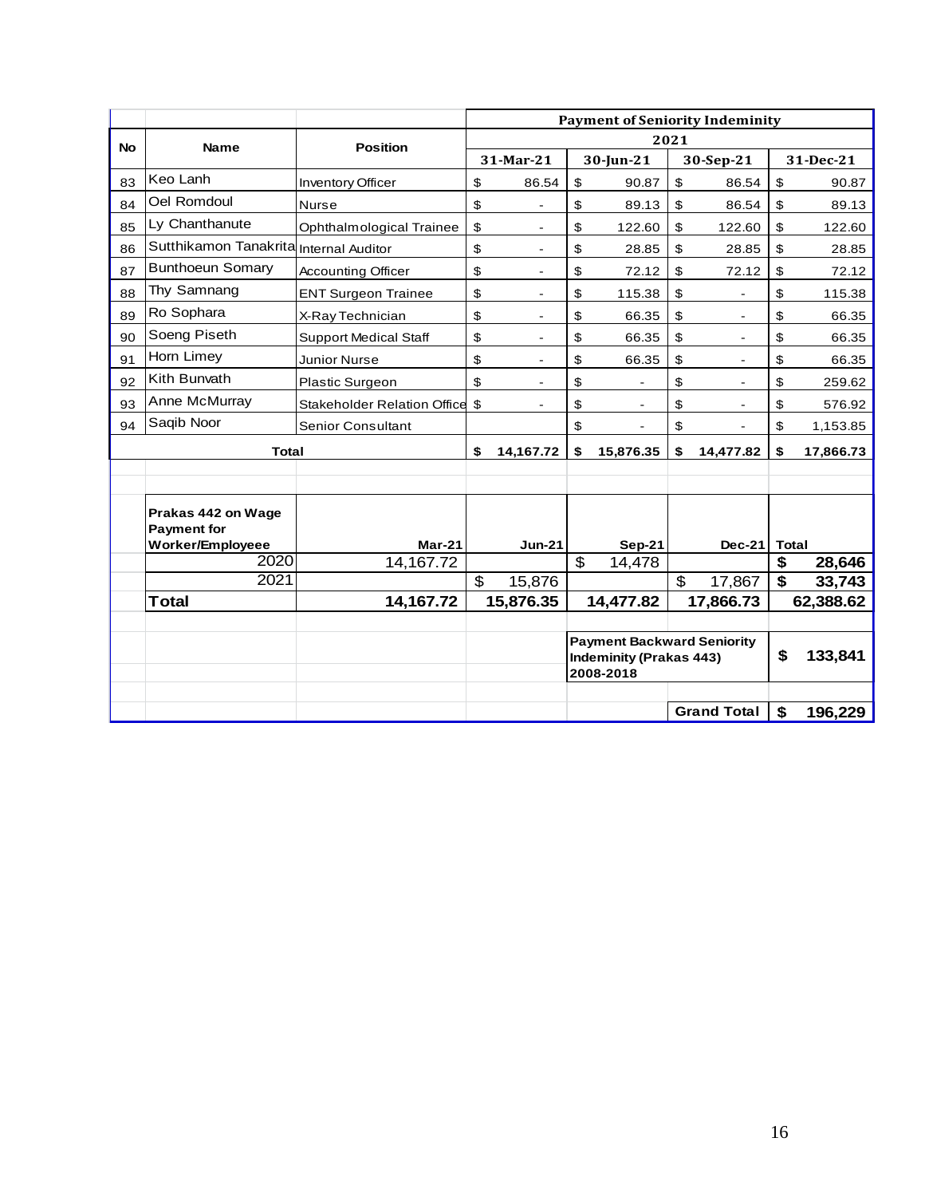| No | Name | Position | Payment of Seniority Indeminity | | | |
|---|---|---|---|---|---|---|
| | | | 2021 | | | |
| | | | 31-Mar-21 | 30-Jun-21 | 30-Sep-21 | 31-Dec-21 |
| 83 | Keo Lanh | Inventory Officer | $ 86.54 | $ 90.87 | $ 86.54 | $ 90.87 |
| 84 | Oel Romdoul | Nurse | $ - | $ 89.13 | $ 86.54 | $ 89.13 |
| 85 | Ly Chanthanute | Ophthalmological Trainee | $ - | $ 122.60 | $ 122.60 | $ 122.60 |
| 86 | Sutthikamon Tanakrita | Internal Auditor | $ - | $ 28.85 | $ 28.85 | $ 28.85 |
| 87 | Bunthoeun Somary | Accounting Officer | $ - | $ 72.12 | $ 72.12 | $ 72.12 |
| 88 | Thy Samnang | ENT Surgeon Trainee | $ - | $ 115.38 | $ - | $ 115.38 |
| 89 | Ro Sophara | X-Ray Technician | $ - | $ 66.35 | $ - | $ 66.35 |
| 90 | Soeng Piseth | Support Medical Staff | $ - | $ 66.35 | $ - | $ 66.35 |
| 91 | Horn Limey | Junior Nurse | $ - | $ 66.35 | $ - | $ 66.35 |
| 92 | Kith Bunvath | Plastic Surgeon | $ - | $ - | $ - | $ 259.62 |
| 93 | Anne McMurray | Stakeholder Relation Office | $ - | $ - | $ - | $ 576.92 |
| 94 | Saqib Noor | Senior Consultant | | $ - | $ - | $ 1,153.85 |
| **Total** | | | **$ 14,167.72** | **$ 15,876.35** | **$ 14,477.82** | **$ 17,866.73** |

| Prakas 442 on Wage Payment for Worker/Employeee | Mar-21 | Jun-21 | Sep-21 | Dec-21 | Total |
|---|---|---|---|---|---|
| 2020 | 14,167.72 | | $ 14,478 | | **$ 28,646** |
| 2021 | | $ 15,876 | | $ 17,867 | **$ 33,743** |
| **Total** | **14,167.72** | **15,876.35** | **14,477.82** | **17,866.73** | **62,388.62** |
| | | | **Payment Backward Seniority Indeminity (Prakas 443) 2008-2018** | | **$ 133,841** |
| | | | | **Grand Total** | **$ 196,229** |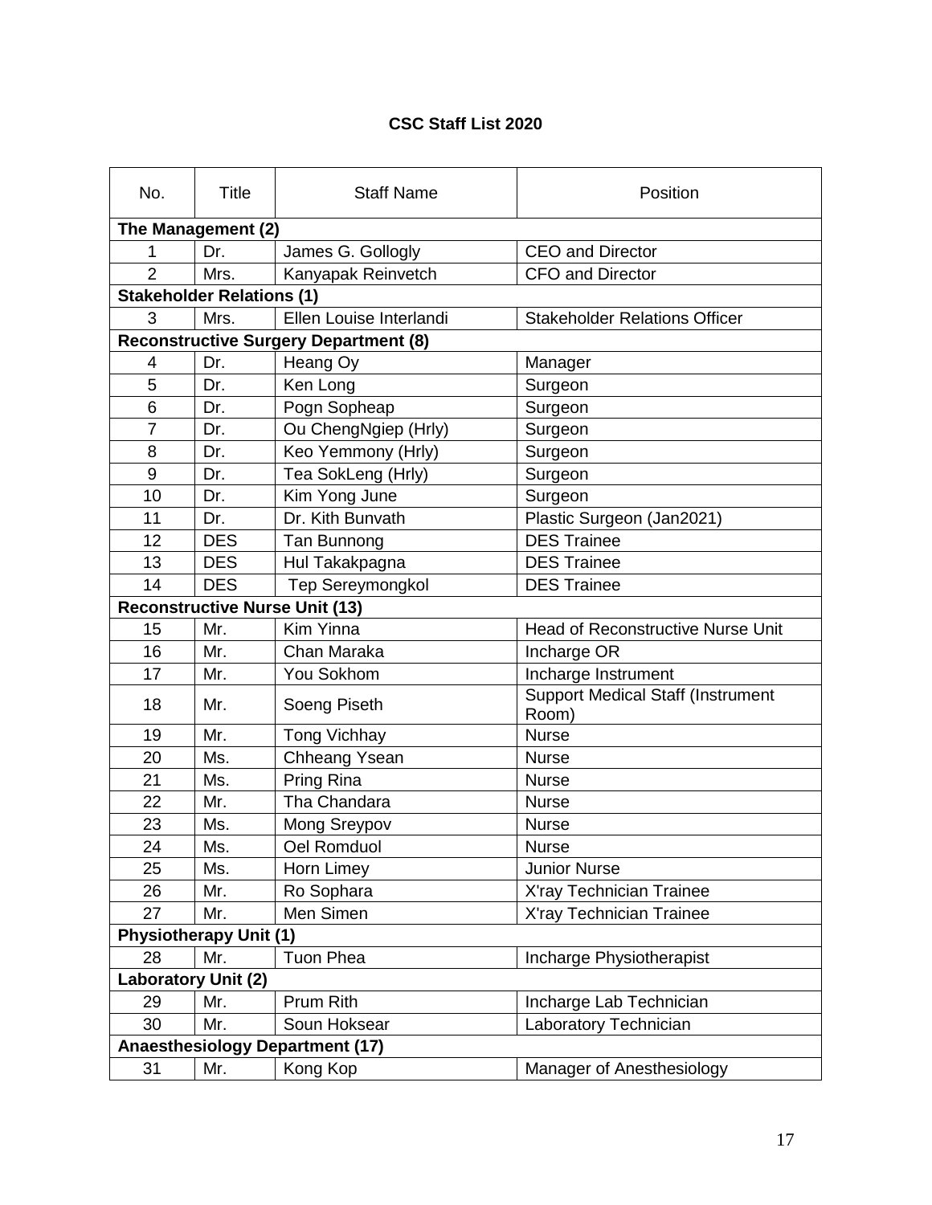**CSC Staff List 2020**

| No. | Title | Staff Name | Position |
|---|---|---|---|
| **The Management (2)** | | | |
| 1 | Dr. | James G. Gollogly | CEO and Director |
| 2 | Mrs. | Kanyapak Reinvetch | CFO and Director |
| **Stakeholder Relations (1)** | | | |
| 3 | Mrs. | Ellen Louise Interlandi | Stakeholder Relations Officer |
| **Reconstructive Surgery Department (8)** | | | |
| 4 | Dr. | Heang Oy | Manager |
| 5 | Dr. | Ken Long | Surgeon |
| 6 | Dr. | Pogn Sopheap | Surgeon |
| 7 | Dr. | Ou ChengNgiep (Hrly) | Surgeon |
| 8 | Dr. | Keo Yemmony (Hrly) | Surgeon |
| 9 | Dr. | Tea SokLeng (Hrly) | Surgeon |
| 10 | Dr. | Kim Yong June | Surgeon |
| 11 | Dr. | Dr. Kith Bunvath | Plastic Surgeon (Jan2021) |
| 12 | DES | Tan Bunnong | DES Trainee |
| 13 | DES | Hul Takakpagna | DES Trainee |
| 14 | DES | Tep Sereymongkol | DES Trainee |
| **Reconstructive Nurse Unit (13)** | | | |
| 15 | Mr. | Kim Yinna | Head of Reconstructive Nurse Unit |
| 16 | Mr. | Chan Maraka | Incharge OR |
| 17 | Mr. | You Sokhom | Incharge Instrument |
| 18 | Mr. | Soeng Piseth | Support Medical Staff (Instrument Room) |
| 19 | Mr. | Tong Vichhay | Nurse |
| 20 | Ms. | Chheang Ysean | Nurse |
| 21 | Ms. | Pring Rina | Nurse |
| 22 | Mr. | Tha Chandara | Nurse |
| 23 | Ms. | Mong Sreypov | Nurse |
| 24 | Ms. | Oel Romduol | Nurse |
| 25 | Ms. | Horn Limey | Junior Nurse |
| 26 | Mr. | Ro Sophara | X'ray Technician Trainee |
| 27 | Mr. | Men Simen | X'ray Technician Trainee |
| **Physiotherapy Unit (1)** | | | |
| 28 | Mr. | Tuon Phea | Incharge Physiotherapist |
| **Laboratory Unit (2)** | | | |
| 29 | Mr. | Prum Rith | Incharge Lab Technician |
| 30 | Mr. | Soun Hoksear | Laboratory Technician |
| **Anaesthesiology Department (17)** | | | |
| 31 | Mr. | Kong Kop | Manager of Anesthesiology |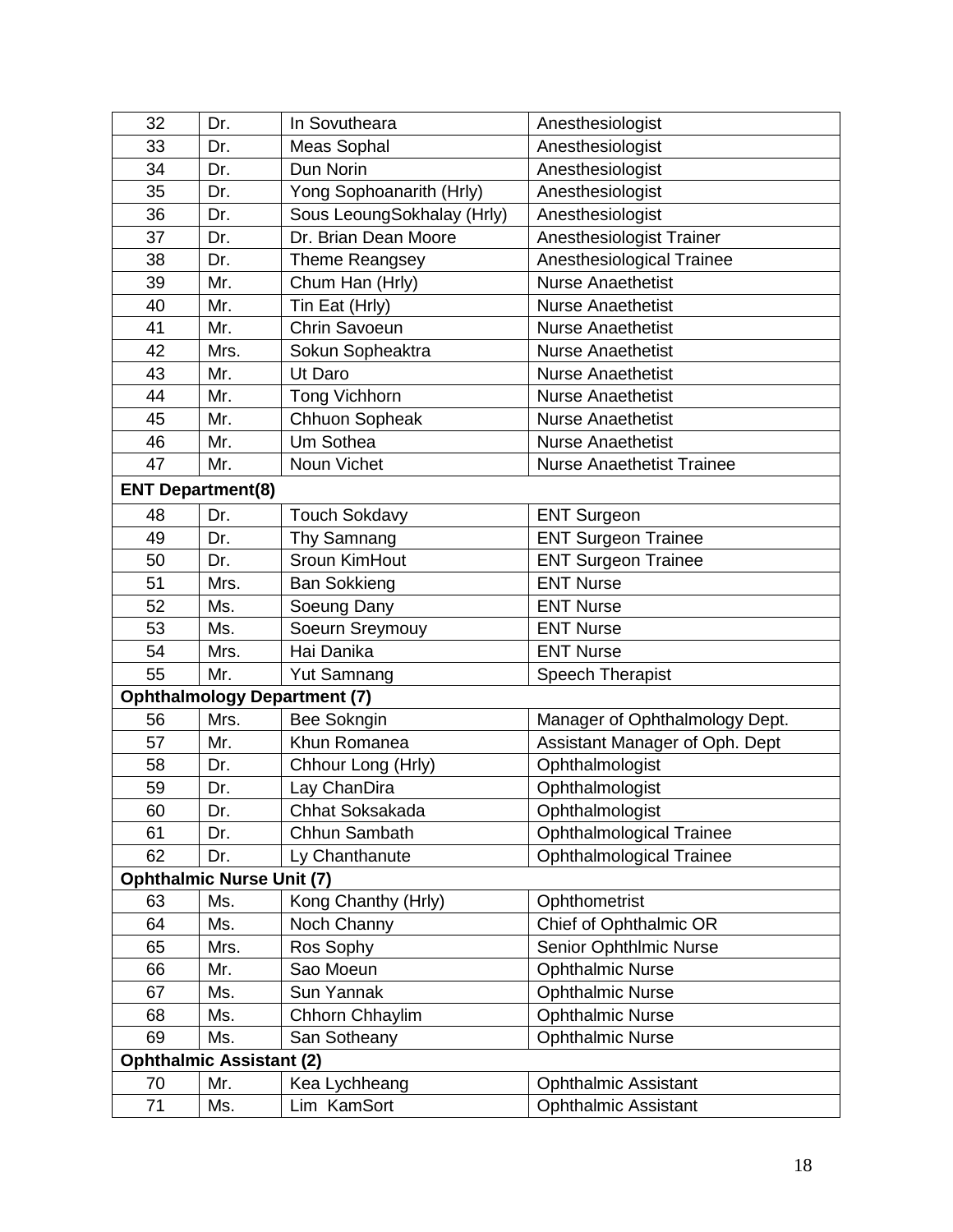| | | | |
|---|---|---|---|
| 32 | Dr. | In Sovutheara | Anesthesiologist |
| 33 | Dr. | Meas Sophal | Anesthesiologist |
| 34 | Dr. | Dun Norin | Anesthesiologist |
| 35 | Dr. | Yong Sophoanarith (Hrly) | Anesthesiologist |
| 36 | Dr. | Sous LeoungSokhalay (Hrly) | Anesthesiologist |
| 37 | Dr. | Dr. Brian Dean Moore | Anesthesiologist Trainer |
| 38 | Dr. | Theme Reangsey | Anesthesiological Trainee |
| 39 | Mr. | Chum Han (Hrly) | Nurse Anaethetist |
| 40 | Mr. | Tin Eat (Hrly) | Nurse Anaethetist |
| 41 | Mr. | Chrin Savoeun | Nurse Anaethetist |
| 42 | Mrs. | Sokun Sopheaktra | Nurse Anaethetist |
| 43 | Mr. | Ut Daro | Nurse Anaethetist |
| 44 | Mr. | Tong Vichhorn | Nurse Anaethetist |
| 45 | Mr. | Chhuon Sopheak | Nurse Anaethetist |
| 46 | Mr. | Um Sothea | Nurse Anaethetist |
| 47 | Mr. | Noun Vichet | Nurse Anaethetist Trainee |
| **ENT Department(8)** | | | |
| 48 | Dr. | Touch Sokdavy | ENT Surgeon |
| 49 | Dr. | Thy Samnang | ENT Surgeon Trainee |
| 50 | Dr. | Sroun KimHout | ENT Surgeon Trainee |
| 51 | Mrs. | Ban Sokkieng | ENT Nurse |
| 52 | Ms. | Soeung Dany | ENT Nurse |
| 53 | Ms. | Soeurn Sreymouy | ENT Nurse |
| 54 | Mrs. | Hai Danika | ENT Nurse |
| 55 | Mr. | Yut Samnang | Speech Therapist |
| **Ophthalmology Department (7)** | | | |
| 56 | Mrs. | Bee Sokngin | Manager of Ophthalmology Dept. |
| 57 | Mr. | Khun Romanea | Assistant Manager of Oph. Dept |
| 58 | Dr. | Chhour Long (Hrly) | Ophthalmologist |
| 59 | Dr. | Lay ChanDira | Ophthalmologist |
| 60 | Dr. | Chhat Soksakada | Ophthalmologist |
| 61 | Dr. | Chhun Sambath | Ophthalmological Trainee |
| 62 | Dr. | Ly Chanthanute | Ophthalmological Trainee |
| **Ophthalmic Nurse Unit (7)** | | | |
| 63 | Ms. | Kong Chanthy (Hrly) | Ophthometrist |
| 64 | Ms. | Noch Channy | Chief of Ophthalmic OR |
| 65 | Mrs. | Ros Sophy | Senior Ophthlmic Nurse |
| 66 | Mr. | Sao Moeun | Ophthalmic Nurse |
| 67 | Ms. | Sun Yannak | Ophthalmic Nurse |
| 68 | Ms. | Chhorn Chhaylim | Ophthalmic Nurse |
| 69 | Ms. | San Sotheany | Ophthalmic Nurse |
| **Ophthalmic Assistant (2)** | | | |
| 70 | Mr. | Kea Lychheang | Ophthalmic Assistant |
| 71 | Ms. | Lim KamSort | Ophthalmic Assistant |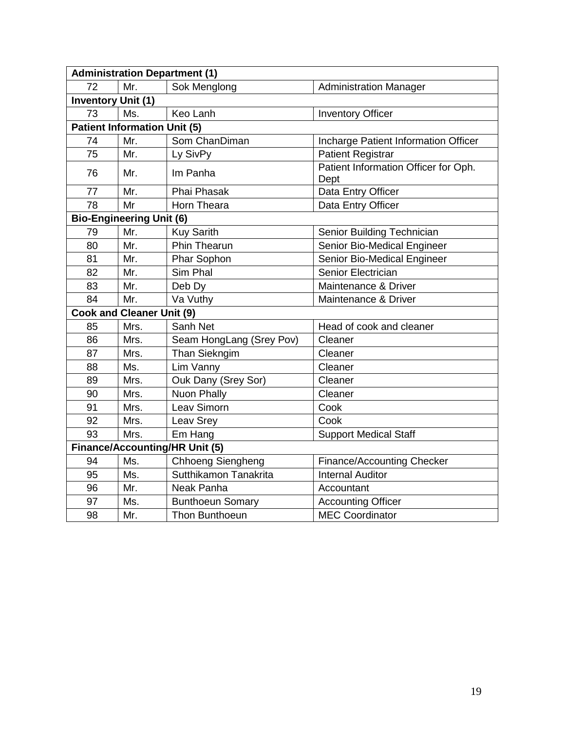| | | | |
|---|---|---|---|
| **Administration Department (1)** | | | |
| 72 | Mr. | Sok Menglong | Administration Manager |
| **Inventory Unit (1)** | | | |
| 73 | Ms. | Keo Lanh | Inventory Officer |
| **Patient Information Unit (5)** | | | |
| 74 | Mr. | Som ChanDiman | Incharge Patient Information Officer |
| 75 | Mr. | Ly SivPy | Patient Registrar |
| 76 | Mr. | Im Panha | Patient Information Officer for Oph. Dept |
| 77 | Mr. | Phai Phasak | Data Entry Officer |
| 78 | Mr | Horn Theara | Data Entry Officer |
| **Bio-Engineering Unit (6)** | | | |
| 79 | Mr. | Kuy Sarith | Senior Building Technician |
| 80 | Mr. | Phin Thearun | Senior Bio-Medical Engineer |
| 81 | Mr. | Phar Sophon | Senior Bio-Medical Engineer |
| 82 | Mr. | Sim Phal | Senior Electrician |
| 83 | Mr. | Deb Dy | Maintenance & Driver |
| 84 | Mr. | Va Vuthy | Maintenance & Driver |
| **Cook and Cleaner Unit (9)** | | | |
| 85 | Mrs. | Sanh Net | Head of cook and cleaner |
| 86 | Mrs. | Seam HongLang (Srey Pov) | Cleaner |
| 87 | Mrs. | Than Siekngim | Cleaner |
| 88 | Ms. | Lim Vanny | Cleaner |
| 89 | Mrs. | Ouk Dany (Srey Sor) | Cleaner |
| 90 | Mrs. | Nuon Phally | Cleaner |
| 91 | Mrs. | Leav Simorn | Cook |
| 92 | Mrs. | Leav Srey | Cook |
| 93 | Mrs. | Em Hang | Support Medical Staff |
| **Finance/Accounting/HR Unit (5)** | | | |
| 94 | Ms. | Chhoeng Siengheng | Finance/Accounting Checker |
| 95 | Ms. | Sutthikamon Tanakrita | Internal Auditor |
| 96 | Mr. | Neak Panha | Accountant |
| 97 | Ms. | Bunthoeun Somary | Accounting Officer |
| 98 | Mr. | Thon Bunthoeun | MEC Coordinator |